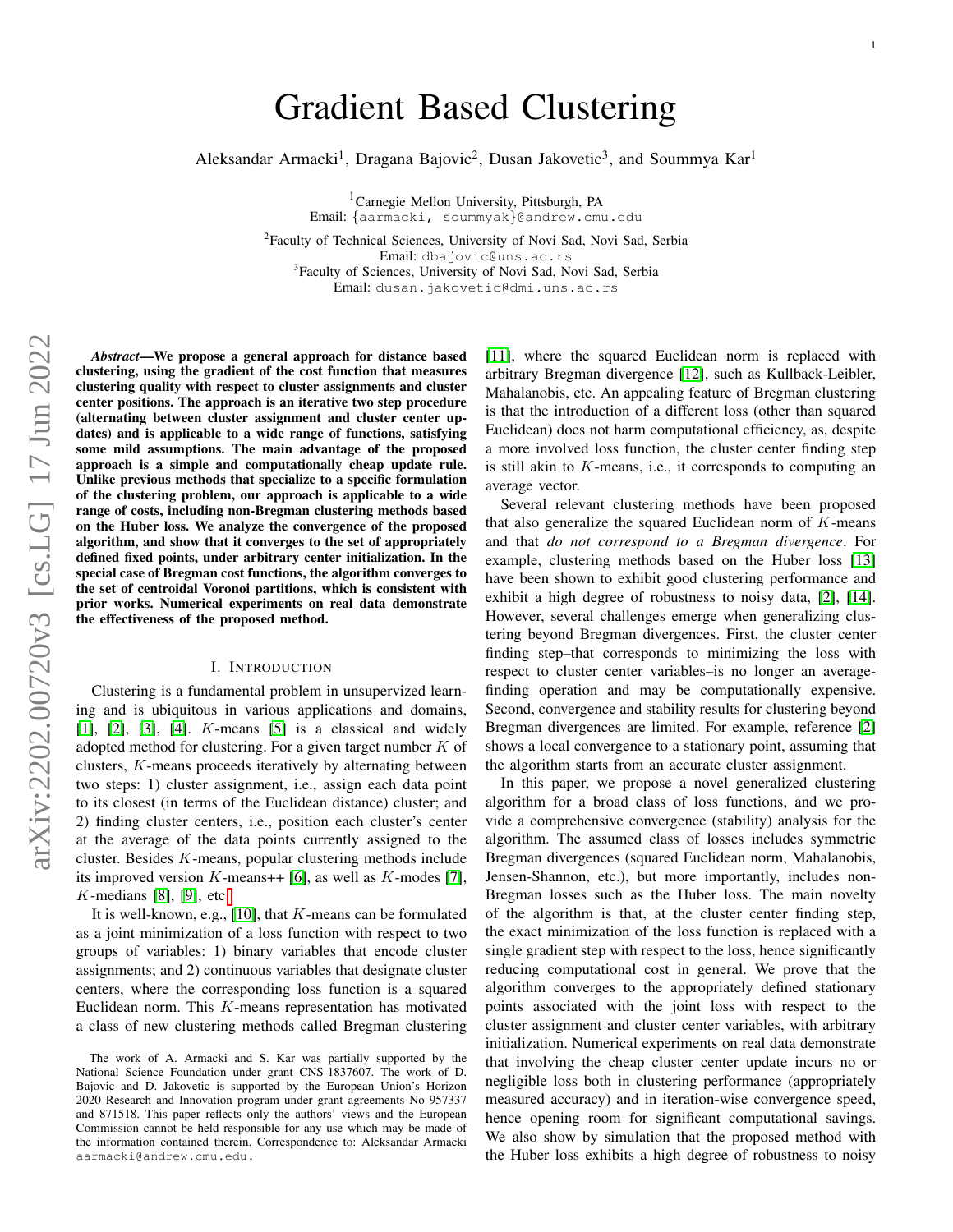# Gradient Based Clustering

Aleksandar Armacki[1], Dragana Bajovic[2], Dusan Jakovetic[3], and Soummya Kar[1]

[1]Carnegie Mellon University, Pittsburgh, PA
Email: {aarmacki, soummyak}@andrew.cmu.edu

[2]Faculty of Technical Sciences, University of Novi Sad, Novi Sad, Serbia
Email: dbajovic@uns.ac.rs

[3]Faculty of Sciences, University of Novi Sad, Novi Sad, Serbia
Email: dusan.jakovetic@dmi.uns.ac.rs

***Abstract*—We propose a general approach for distance based clustering, using the gradient of the cost function that measures clustering quality with respect to cluster assignments and cluster center positions. The approach is an iterative two step procedure (alternating between cluster assignment and cluster center updates) and is applicable to a wide range of functions, satisfying some mild assumptions. The main advantage of the proposed approach is a simple and computationally cheap update rule. Unlike previous methods that specialize to a specific formulation of the clustering problem, our approach is applicable to a wide range of costs, including non-Bregman clustering methods based on the Huber loss. We analyze the convergence of the proposed algorithm, and show that it converges to the set of appropriately defined fixed points, under arbitrary center initialization. In the special case of Bregman cost functions, the algorithm converges to the set of centroidal Voronoi partitions, which is consistent with prior works. Numerical experiments on real data demonstrate the effectiveness of the proposed method.**

## I. Introduction

Clustering is a fundamental problem in unsupervised learning and is ubiquitous in various applications and domains, [1], [2], [3], [4]. $K$-means [5] is a classical and widely adopted method for clustering. For a given target number $K$ of clusters, $K$-means proceeds iteratively by alternating between two steps: 1) cluster assignment, i.e., assign each data point to its closest (in terms of the Euclidean distance) cluster; and 2) finding cluster centers, i.e., position each cluster's center at the average of the data points currently assigned to the cluster. Besides $K$-means, popular clustering methods include its improved version $K$-means++ [6], as well as $K$-modes [7], $K$-medians [8], [9], etc.

It is well-known, e.g., [10], that $K$-means can be formulated as a joint minimization of a loss function with respect to two groups of variables: 1) binary variables that encode cluster assignments; and 2) continuous variables that designate cluster centers, where the corresponding loss function is a squared Euclidean norm. This $K$-means representation has motivated a class of new clustering methods called Bregman clustering [11], where the squared Euclidean norm is replaced with arbitrary Bregman divergence [12], such as Kullback-Leibler, Mahalanobis, etc. An appealing feature of Bregman clustering is that the introduction of a different loss (other than squared Euclidean) does not harm computational efficiency, as, despite a more involved loss function, the cluster center finding step is still akin to $K$-means, i.e., it corresponds to computing an average vector.

Several relevant clustering methods have been proposed that also generalize the squared Euclidean norm of $K$-means and that *do not correspond to a Bregman divergence*. For example, clustering methods based on the Huber loss [13] have been shown to exhibit good clustering performance and exhibit a high degree of robustness to noisy data, [2], [14]. However, several challenges emerge when generalizing clustering beyond Bregman divergences. First, the cluster center finding step–that corresponds to minimizing the loss with respect to cluster center variables–is no longer an average-finding operation and may be computationally expensive. Second, convergence and stability results for clustering beyond Bregman divergences are limited. For example, reference [2] shows a local convergence to a stationary point, assuming that the algorithm starts from an accurate cluster assignment.

In this paper, we propose a novel generalized clustering algorithm for a broad class of loss functions, and we provide a comprehensive convergence (stability) analysis for the algorithm. The assumed class of losses includes symmetric Bregman divergences (squared Euclidean norm, Mahalanobis, Jensen-Shannon, etc.), but more importantly, includes non-Bregman losses such as the Huber loss. The main novelty of the algorithm is that, at the cluster center finding step, the exact minimization of the loss function is replaced with a single gradient step with respect to the loss, hence significantly reducing computational cost in general. We prove that the algorithm converges to the appropriately defined stationary points associated with the joint loss with respect to the cluster assignment and cluster center variables, with arbitrary initialization. Numerical experiments on real data demonstrate that involving the cheap cluster center update incurs no or negligible loss both in clustering performance (appropriately measured accuracy) and in iteration-wise convergence speed, hence opening room for significant computational savings. We also show by simulation that the proposed method with the Huber loss exhibits a high degree of robustness to noisy

The work of A. Armacki and S. Kar was partially supported by the National Science Foundation under grant CNS-1837607. The work of D. Bajovic and D. Jakovetic is supported by the European Union's Horizon 2020 Research and Innovation program under grant agreements No 957337 and 871518. This paper reflects only the authors' views and the European Commission cannot be held responsible for any use which may be made of the information contained therein. Correspondence to: Aleksandar Armacki aarmacki@andrew.cmu.edu.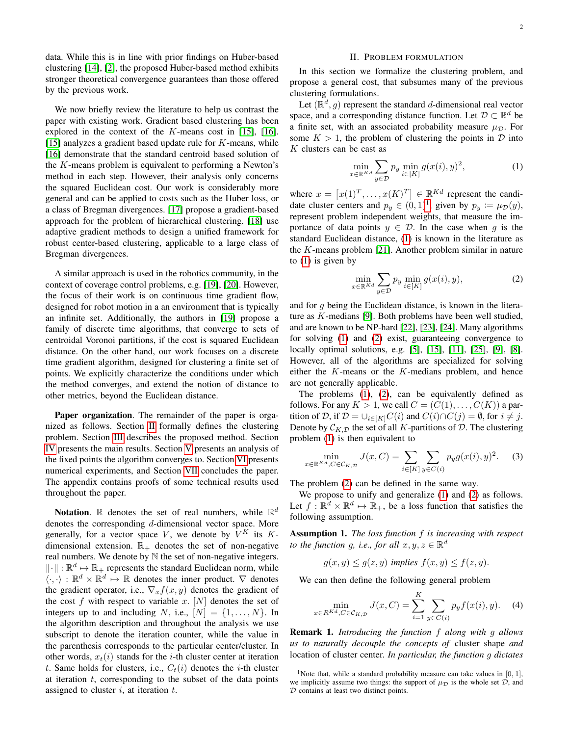data. While this is in line with prior findings on Huber-based clustering [14], [2], the proposed Huber-based method exhibits stronger theoretical convergence guarantees than those offered by the previous work.

We now briefly review the literature to help us contrast the paper with existing work. Gradient based clustering has been explored in the context of the $K$-means cost in [15], [16]. [15] analyzes a gradient based update rule for $K$-means, while [16] demonstrate that the standard centroid based solution of the $K$-means problem is equivalent to performing a Newton's method in each step. However, their analysis only concerns the squared Euclidean cost. Our work is considerably more general and can be applied to costs such as the Huber loss, or a class of Bregman divergences. [17] propose a gradient-based approach for the problem of hierarchical clustering. [18] use adaptive gradient methods to design a unified framework for robust center-based clustering, applicable to a large class of Bregman divergences.

A similar approach is used in the robotics community, in the context of coverage control problems, e.g. [19], [20]. However, the focus of their work is on continuous time gradient flow, designed for robot motion in a an environment that is typically an infinite set. Additionally, the authors in [19] propose a family of discrete time algorithms, that converge to sets of centroidal Voronoi partitions, if the cost is squared Euclidean distance. On the other hand, our work focuses on a discrete time gradient algorithm, designed for clustering a finite set of points. We explicitly characterize the conditions under which the method converges, and extend the notion of distance to other metrics, beyond the Euclidean distance.

**Paper organization**. The remainder of the paper is organized as follows. Section II formally defines the clustering problem. Section III describes the proposed method. Section IV presents the main results. Section V presents an analysis of the fixed points the algorithm converges to. Section VI presents numerical experiments, and Section VII concludes the paper. The appendix contains proofs of some technical results used throughout the paper.

**Notation**. $\mathbb{R}$ denotes the set of real numbers, while $\mathbb{R}^d$ denotes the corresponding $d$-dimensional vector space. More generally, for a vector space $V$, we denote by $V^K$ its $K$-dimensional extension. $\mathbb{R}_+$ denotes the set of non-negative real numbers. We denote by $\mathbb{N}$ the set of non-negative integers. $\|\cdot\| : \mathbb{R}^d \mapsto \mathbb{R}_+$ represents the standard Euclidean norm, while $\langle\cdot,\cdot\rangle : \mathbb{R}^d \times \mathbb{R}^d \mapsto \mathbb{R}$ denotes the inner product. $\nabla$ denotes the gradient operator, i.e., $\nabla_x f(x,y)$ denotes the gradient of the cost $f$ with respect to variable $x$. $[N]$ denotes the set of integers up to and including $N$, i.e., $[N] = \{1,\ldots,N\}$. In the algorithm description and throughout the analysis we use subscript to denote the iteration counter, while the value in the parenthesis corresponds to the particular center/cluster. In other words, $x_t(i)$ stands for the $i$-th cluster center at iteration $t$. Same holds for clusters, i.e., $C_t(i)$ denotes the $i$-th cluster at iteration $t$, corresponding to the subset of the data points assigned to cluster $i$, at iteration $t$.

## II. Problem formulation

In this section we formalize the clustering problem, and propose a general cost, that subsumes many of the previous clustering formulations.

Let $(\mathbb{R}^d, g)$ represent the standard $d$-dimensional real vector space, and a corresponding distance function. Let $\mathcal{D} \subset \mathbb{R}^d$ be a finite set, with an associated probability measure $\mu_{\mathcal{D}}$. For some $K > 1$, the problem of clustering the points in $\mathcal{D}$ into $K$ clusters can be cast as

$$\min_{x \in \mathbb{R}^{Kd}} \sum_{y \in \mathcal{D}} p_y \min_{i \in [K]} g(x(i), y)^2, \tag{1}$$

where $x = \left[x(1)^T, \ldots, x(K)^T\right] \in \mathbb{R}^{Kd}$ represent the candidate cluster centers and $p_y \in (0,1)$[1] given by $p_y \coloneqq \mu_{\mathcal{D}}(y)$, represent problem independent weights, that measure the importance of data points $y \in \mathcal{D}$. In the case when $g$ is the standard Euclidean distance, (1) is known in the literature as the $K$-means problem [21]. Another problem similar in nature to (1) is given by

$$\min_{x \in \mathbb{R}^{Kd}} \sum_{y \in \mathcal{D}} p_y \min_{i \in [K]} g(x(i), y), \tag{2}$$

and for $g$ being the Euclidean distance, is known in the literature as $K$-medians [9]. Both problems have been well studied, and are known to be NP-hard [22], [23], [24]. Many algorithms for solving (1) and (2) exist, guaranteeing convergence to locally optimal solutions, e.g. [5], [15], [11], [25], [9], [8]. However, all of the algorithms are specialized for solving either the $K$-means or the $K$-medians problem, and hence are not generally applicable.

The problems (1), (2), can be equivalently defined as follows. For any $K > 1$, we call $C = (C(1), \ldots, C(K))$ a partition of $\mathcal{D}$, if $\mathcal{D} = \cup_{i \in [K]} C(i)$ and $C(i) \cap C(j) = \emptyset$, for $i \neq j$. Denote by $\mathcal{C}_{K,\mathcal{D}}$ the set of all $K$-partitions of $\mathcal{D}$. The clustering problem (1) is then equivalent to

$$\min_{x \in \mathbb{R}^{Kd}, C \in \mathcal{C}_{K,\mathcal{D}}} J(x, C) = \sum_{i \in [K]} \sum_{y \in C(i)} p_y g(x(i), y)^2. \tag{3}$$

The problem (2) can be defined in the same way.

We propose to unify and generalize (1) and (2) as follows. Let $f : \mathbb{R}^d \times \mathbb{R}^d \mapsto \mathbb{R}_+$, be a loss function that satisfies the following assumption.

**Assumption 1.** *The loss function $f$ is increasing with respect to the function $g$, i.e., for all $x, y, z \in \mathbb{R}^d$*

$$g(x, y) \leq g(z, y) \text{ implies } f(x, y) \leq f(z, y).$$

We can then define the following general problem

$$\min_{x \in R^{Kd}, C \in \mathcal{C}_{K,\mathcal{D}}} J(x, C) = \sum_{i=1}^{K} \sum_{y \in C(i)} p_y f(x(i), y). \tag{4}$$

**Remark 1.** *Introducing the function $f$ along with $g$ allows us to naturally decouple the concepts of* cluster shape *and* location of cluster center. *In particular, the function $g$ dictates*

[1] Note that, while a standard probability measure can take values in $[0, 1]$, we implicitly assume two things: the support of $\mu_{\mathcal{D}}$ is the whole set $\mathcal{D}$, and $\mathcal{D}$ contains at least two distinct points.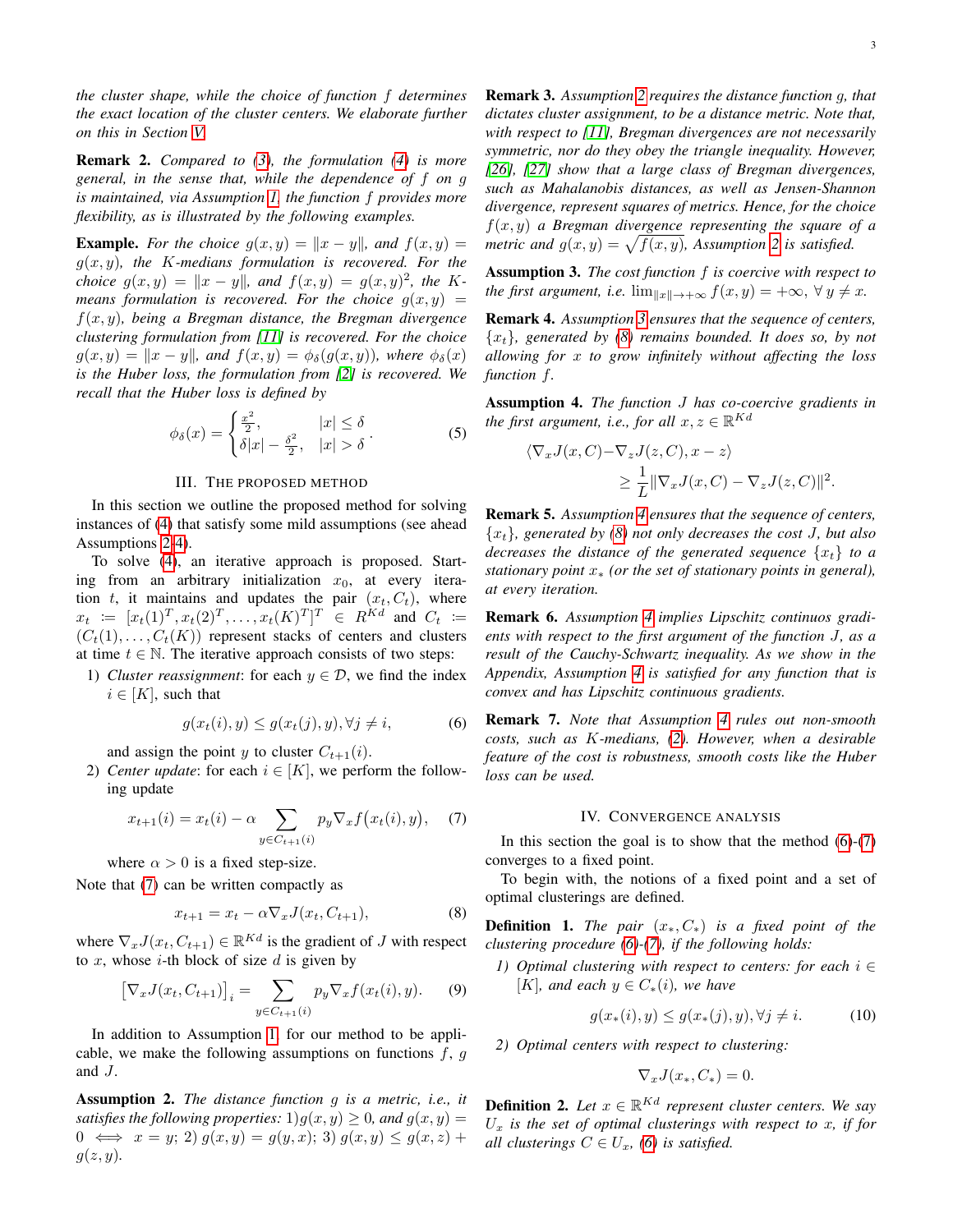*the cluster shape, while the choice of function $f$ determines the exact location of the cluster centers. We elaborate further on this in Section V.*

**Remark 2.** *Compared to (3), the formulation (4) is more general, in the sense that, while the dependence of $f$ on $g$ is maintained, via Assumption 1, the function $f$ provides more flexibility, as is illustrated by the following examples.*

**Example.** *For the choice $g(x, y) = \|x - y\|$, and $f(x, y) = g(x, y)$, the $K$-medians formulation is recovered. For the choice $g(x, y) = \|x - y\|$, and $f(x, y) = g(x, y)^2$, the $K$-means formulation is recovered. For the choice $g(x, y) = f(x, y)$, being a Bregman distance, the Bregman divergence clustering formulation from [11] is recovered. For the choice $g(x, y) = \|x - y\|$, and $f(x, y) = \phi_\delta(g(x, y))$, where $\phi_\delta(x)$ is the Huber loss, the formulation from [2] is recovered. We recall that the Huber loss is defined by*

$$\phi_\delta(x) = \begin{cases} \frac{x^2}{2}, & |x| \leq \delta \\ \delta|x| - \frac{\delta^2}{2}, & |x| > \delta \end{cases}. \tag{5}$$

## III. The Proposed Method

In this section we outline the proposed method for solving instances of (4) that satisfy some mild assumptions (see ahead Assumptions 2-4).

To solve (4), an iterative approach is proposed. Starting from an arbitrary initialization $x_0$, at every iteration $t$, it maintains and updates the pair $(x_t, C_t)$, where $x_t := [x_t(1)^T, x_t(2)^T, \ldots, x_t(K)^T]^T \in R^{Kd}$ and $C_t := (C_t(1), \ldots, C_t(K))$ represent stacks of centers and clusters at time $t \in \mathbb{N}$. The iterative approach consists of two steps:

1) *Cluster reassignment*: for each $y \in \mathcal{D}$, we find the index $i \in [K]$, such that

$$g(x_t(i), y) \leq g(x_t(j), y), \forall j \neq i, \tag{6}$$

and assign the point $y$ to cluster $C_{t+1}(i)$.

2) *Center update*: for each $i \in [K]$, we perform the following update

$$x_{t+1}(i) = x_t(i) - \alpha \sum_{y \in C_{t+1}(i)} p_y \nabla_x f\big(x_t(i), y\big), \tag{7}$$

where $\alpha > 0$ is a fixed step-size.

Note that (7) can be written compactly as

$$x_{t+1} = x_t - \alpha \nabla_x J(x_t, C_{t+1}), \tag{8}$$

where $\nabla_x J(x_t, C_{t+1}) \in \mathbb{R}^{Kd}$ is the gradient of $J$ with respect to $x$, whose $i$-th block of size $d$ is given by

$$\big[\nabla_x J(x_t, C_{t+1})\big]_i = \sum_{y \in C_{t+1}(i)} p_y \nabla_x f(x_t(i), y). \tag{9}$$

In addition to Assumption 1, for our method to be applicable, we make the following assumptions on functions $f$, $g$ and $J$.

**Assumption 2.** *The distance function $g$ is a metric, i.e., it satisfies the following properties: 1)$g(x, y) \geq 0$, and $g(x, y) = 0 \iff x = y$; 2) $g(x, y) = g(y, x)$; 3) $g(x, y) \leq g(x, z) + g(z, y)$.*

**Remark 3.** *Assumption 2 requires the distance function $g$, that dictates cluster assignment, to be a distance metric. Note that, with respect to [11], Bregman divergences are not necessarily symmetric, nor do they obey the triangle inequality. However, [26], [27] show that a large class of Bregman divergences, such as Mahalanobis distances, as well as Jensen-Shannon divergence, represent squares of metrics. Hence, for the choice $f(x, y)$ a Bregman divergence representing the square of a metric and $g(x, y) = \sqrt{f(x, y)}$, Assumption 2 is satisfied.*

**Assumption 3.** *The cost function $f$ is coercive with respect to the first argument, i.e. $\lim_{\|x\| \to +\infty} f(x, y) = +\infty, \; \forall\, y \neq x$.*

**Remark 4.** *Assumption 3 ensures that the sequence of centers, $\{x_t\}$, generated by (8) remains bounded. It does so, by not allowing for $x$ to grow infinitely without affecting the loss function $f$.*

**Assumption 4.** *The function $J$ has co-coercive gradients in the first argument, i.e., for all $x, z \in \mathbb{R}^{Kd}$*

$$\langle \nabla_x J(x, C) - \nabla_z J(z, C), x - z \rangle \geq \frac{1}{L} \|\nabla_x J(x, C) - \nabla_z J(z, C)\|^2.$$

**Remark 5.** *Assumption 4 ensures that the sequence of centers, $\{x_t\}$, generated by (8) not only decreases the cost $J$, but also decreases the distance of the generated sequence $\{x_t\}$ to a stationary point $x_*$ (or the set of stationary points in general), at every iteration.*

**Remark 6.** *Assumption 4 implies Lipschitz continuos gradients with respect to the first argument of the function $J$, as a result of the Cauchy-Schwartz inequality. As we show in the Appendix, Assumption 4 is satisfied for any function that is convex and has Lipschitz continuous gradients.*

**Remark 7.** *Note that Assumption 4 rules out non-smooth costs, such as $K$-medians, (2). However, when a desirable feature of the cost is robustness, smooth costs like the Huber loss can be used.*

## IV. Convergence Analysis

In this section the goal is to show that the method (6)-(7) converges to a fixed point.

To begin with, the notions of a fixed point and a set of optimal clusterings are defined.

**Definition 1.** *The pair $(x_*, C_*)$ is a fixed point of the clustering procedure (6)-(7), if the following holds:*

*1) Optimal clustering with respect to centers: for each $i \in [K]$, and each $y \in C_*(i)$, we have*

$$g(x_*(i), y) \leq g(x_*(j), y), \forall j \neq i. \tag{10}$$

*2) Optimal centers with respect to clustering:*

$$\nabla_x J(x_*, C_*) = 0.$$

**Definition 2.** *Let $x \in \mathbb{R}^{Kd}$ represent cluster centers. We say $U_x$ is the set of optimal clusterings with respect to $x$, if for all clusterings $C \in U_x$, (6) is satisfied.*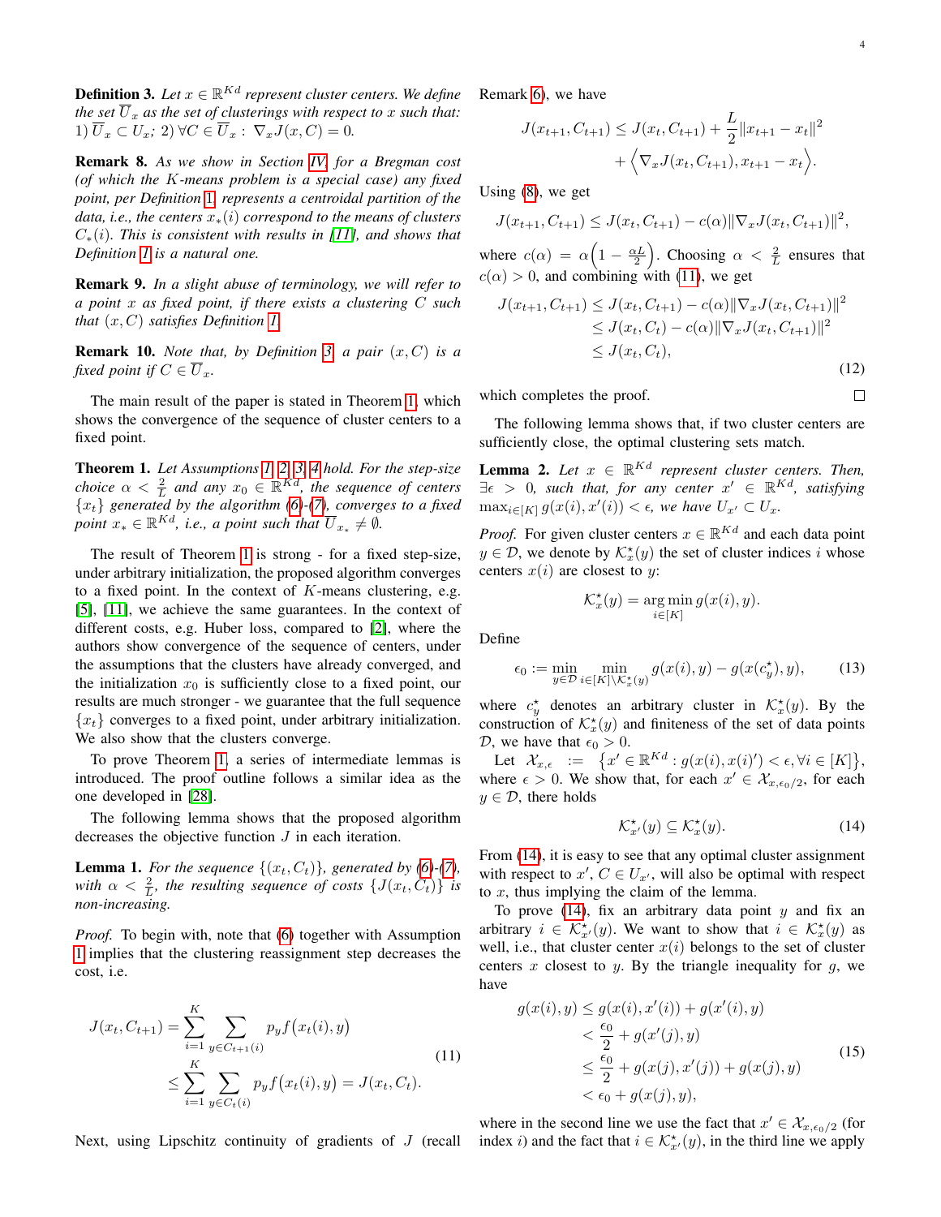**Definition 3.** *Let $x \in \mathbb{R}^{Kd}$ represent cluster centers. We define the set $\overline{U}_x$ as the set of clusterings with respect to $x$ such that: 1) $\overline{U}_x \subset U_x$; 2) $\forall C \in \overline{U}_x : \nabla_x J(x, C) = 0$.*

**Remark 8.** *As we show in Section IV, for a Bregman cost (of which the $K$-means problem is a special case) any fixed point, per Definition 1, represents a centroidal partition of the data, i.e., the centers $x_*(i)$ correspond to the means of clusters $C_*(i)$. This is consistent with results in [11], and shows that Definition 1 is a natural one.*

**Remark 9.** *In a slight abuse of terminology, we will refer to a point $x$ as fixed point, if there exists a clustering $C$ such that $(x, C)$ satisfies Definition 1.*

**Remark 10.** *Note that, by Definition 3, a pair $(x, C)$ is a fixed point if $C \in \overline{U}_x$.*

The main result of the paper is stated in Theorem 1, which shows the convergence of the sequence of cluster centers to a fixed point.

**Theorem 1.** *Let Assumptions 1, 2, 3, 4 hold. For the step-size choice $\alpha < \frac{2}{L}$ and any $x_0 \in \mathbb{R}^{Kd}$, the sequence of centers $\{x_t\}$ generated by the algorithm (6)-(7), converges to a fixed point $x_* \in \mathbb{R}^{Kd}$, i.e., a point such that $\overline{U}_{x_*} \neq \emptyset$.*

The result of Theorem 1 is strong - for a fixed step-size, under arbitrary initialization, the proposed algorithm converges to a fixed point. In the context of $K$-means clustering, e.g. [5], [11], we achieve the same guarantees. In the context of different costs, e.g. Huber loss, compared to [2], where the authors show convergence of the sequence of centers, under the assumptions that the clusters have already converged, and the initialization $x_0$ is sufficiently close to a fixed point, our results are much stronger - we guarantee that the full sequence $\{x_t\}$ converges to a fixed point, under arbitrary initialization. We also show that the clusters converge.

To prove Theorem 1, a series of intermediate lemmas is introduced. The proof outline follows a similar idea as the one developed in [28].

The following lemma shows that the proposed algorithm decreases the objective function $J$ in each iteration.

**Lemma 1.** *For the sequence $\{(x_t, C_t)\}$, generated by (6)-(7), with $\alpha < \frac{2}{L}$, the resulting sequence of costs $\{J(x_t, C_t)\}$ is non-increasing.*

*Proof.* To begin with, note that (6) together with Assumption 1 implies that the clustering reassignment step decreases the cost, i.e.

$$
\begin{aligned}
J(x_t, C_{t+1}) &= \sum_{i=1}^{K} \sum_{y \in C_{t+1}(i)} p_y f\big(x_t(i), y\big) \\
&\leq \sum_{i=1}^{K} \sum_{y \in C_t(i)} p_y f\big(x_t(i), y\big) = J(x_t, C_t).
\end{aligned} \tag{11}
$$

Next, using Lipschitz continuity of gradients of $J$ (recall Remark 6), we have

$$
\begin{aligned}
J(x_{t+1}, C_{t+1}) \leq J(x_t, C_{t+1}) &+ \frac{L}{2}\|x_{t+1} - x_t\|^2 \\
&+ \Big\langle \nabla_x J(x_t, C_{t+1}), x_{t+1} - x_t \Big\rangle.
\end{aligned}
$$

Using (8), we get

$$
J(x_{t+1}, C_{t+1}) \leq J(x_t, C_{t+1}) - c(\alpha)\|\nabla_x J(x_t, C_{t+1})\|^2,
$$

where $c(\alpha) = \alpha\Big(1 - \frac{\alpha L}{2}\Big)$. Choosing $\alpha < \frac{2}{L}$ ensures that $c(\alpha) > 0$, and combining with (11), we get

$$
\begin{aligned}
J(x_{t+1}, C_{t+1}) &\leq J(x_t, C_{t+1}) - c(\alpha)\|\nabla_x J(x_t, C_{t+1})\|^2 \\
&\leq J(x_t, C_t) - c(\alpha)\|\nabla_x J(x_t, C_{t+1})\|^2 \\
&\leq J(x_t, C_t),
\end{aligned} \tag{12}
$$

which completes the proof. $\square$

The following lemma shows that, if two cluster centers are sufficiently close, the optimal clustering sets match.

**Lemma 2.** *Let $x \in \mathbb{R}^{Kd}$ represent cluster centers. Then, $\exists \epsilon > 0$, such that, for any center $x' \in \mathbb{R}^{Kd}$, satisfying $\max_{i \in [K]} g(x(i), x'(i)) < \epsilon$, we have $U_{x'} \subset U_x$.*

*Proof.* For given cluster centers $x \in \mathbb{R}^{Kd}$ and each data point $y \in \mathcal{D}$, we denote by $\mathcal{K}^\star_x(y)$ the set of cluster indices $i$ whose centers $x(i)$ are closest to $y$:

$$
\mathcal{K}^\star_x(y) = \underset{i \in [K]}{\arg\min}\, g(x(i), y).
$$

Define

$$
\epsilon_0 := \min_{y \in \mathcal{D}} \min_{i \in [K] \setminus \mathcal{K}^\star_x(y)} g(x(i), y) - g(x(c^\star_y), y), \tag{13}
$$

where $c^\star_y$ denotes an arbitrary cluster in $\mathcal{K}^\star_x(y)$. By the construction of $\mathcal{K}^\star_x(y)$ and finiteness of the set of data points $\mathcal{D}$, we have that $\epsilon_0 > 0$.

Let $\mathcal{X}_{x,\epsilon} := \big\{x' \in \mathbb{R}^{Kd} : g(x(i), x(i)') < \epsilon, \forall i \in [K]\big\}$, where $\epsilon > 0$. We show that, for each $x' \in \mathcal{X}_{x,\epsilon_0/2}$, for each $y \in \mathcal{D}$, there holds

$$
\mathcal{K}^\star_{x'}(y) \subseteq \mathcal{K}^\star_x(y). \tag{14}
$$

From (14), it is easy to see that any optimal cluster assignment with respect to $x'$, $C \in U_{x'}$, will also be optimal with respect to $x$, thus implying the claim of the lemma.

To prove (14), fix an arbitrary data point $y$ and fix an arbitrary $i \in \mathcal{K}^\star_{x'}(y)$. We want to show that $i \in \mathcal{K}^\star_x(y)$ as well, i.e., that cluster center $x(i)$ belongs to the set of cluster centers $x$ closest to $y$. By the triangle inequality for $g$, we have

$$
\begin{aligned}
g(x(i), y) &\leq g(x(i), x'(i)) + g(x'(i), y) \\
&< \frac{\epsilon_0}{2} + g(x'(j), y) \\
&\leq \frac{\epsilon_0}{2} + g(x(j), x'(j)) + g(x(j), y) \\
&< \epsilon_0 + g(x(j), y),
\end{aligned} \tag{15}
$$

where in the second line we use the fact that $x' \in \mathcal{X}_{x,\epsilon_0/2}$ (for index $i$) and the fact that $i \in \mathcal{K}^\star_{x'}(y)$, in the third line we apply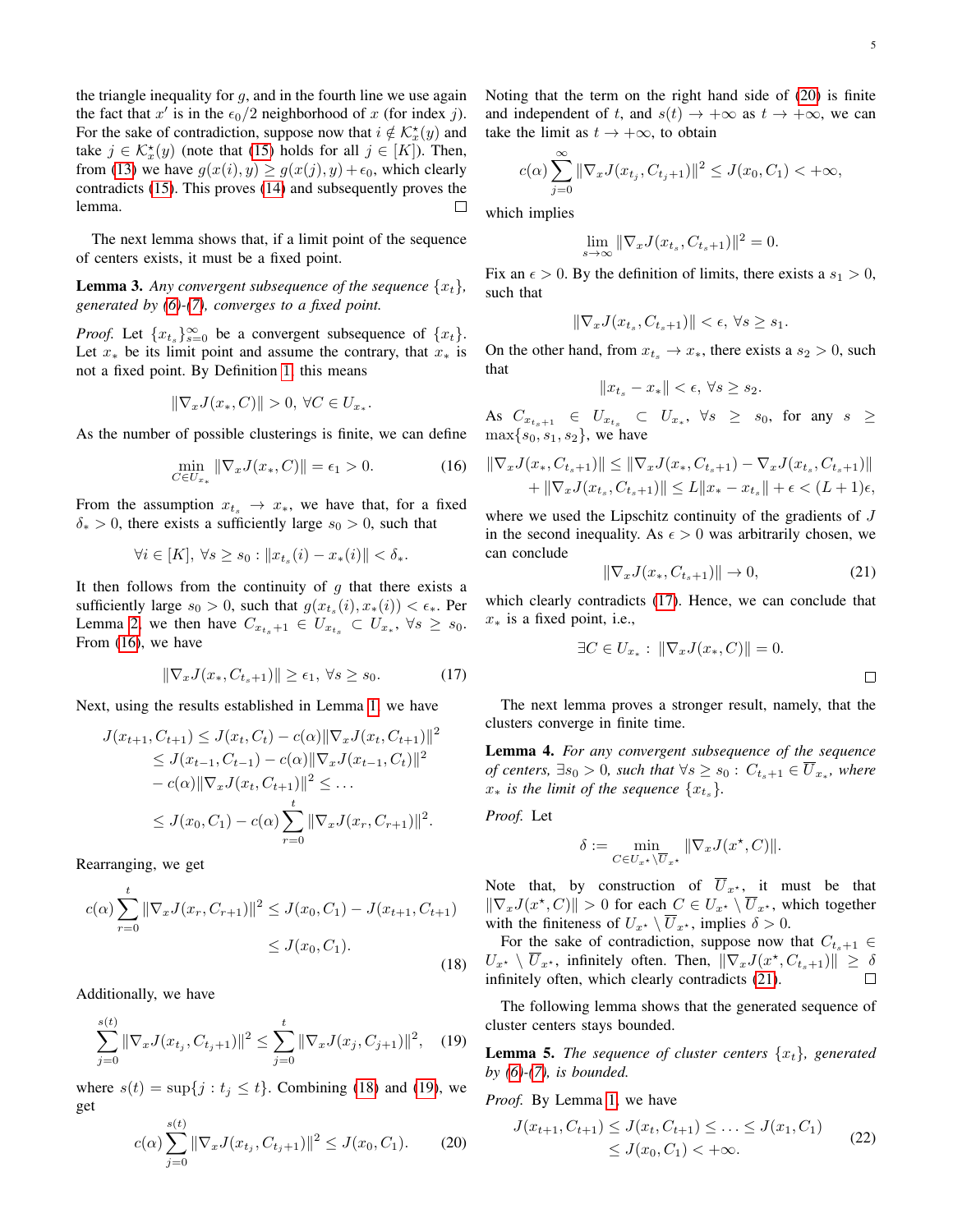the triangle inequality for $g$, and in the fourth line we use again the fact that $x'$ is in the $\epsilon_0/2$ neighborhood of $x$ (for index $j$). For the sake of contradiction, suppose now that $i \notin \mathcal{K}_x^\star(y)$ and take $j \in \mathcal{K}_x^\star(y)$ (note that (15) holds for all $j \in [K]$). Then, from (13) we have $g(x(i), y) \geq g(x(j), y) + \epsilon_0$, which clearly contradicts (15). This proves (14) and subsequently proves the lemma. $\square$

The next lemma shows that, if a limit point of the sequence of centers exists, it must be a fixed point.

**Lemma 3.** *Any convergent subsequence of the sequence $\{x_t\}$, generated by (6)-(7), converges to a fixed point.*

*Proof.* Let $\{x_{t_s}\}_{s=0}^\infty$ be a convergent subsequence of $\{x_t\}$. Let $x_*$ be its limit point and assume the contrary, that $x_*$ is not a fixed point. By Definition 1, this means

$$\|\nabla_x J(x_*, C)\| > 0, \; \forall C \in U_{x_*}.$$

As the number of possible clusterings is finite, we can define

$$\min_{C \in U_{x_*}} \|\nabla_x J(x_*, C)\| = \epsilon_1 > 0. \tag{16}$$

From the assumption $x_{t_s} \to x_*$, we have that, for a fixed $\delta_* > 0$, there exists a sufficiently large $s_0 > 0$, such that

$$\forall i \in [K], \; \forall s \geq s_0 : \|x_{t_s}(i) - x_*(i)\| < \delta_*.$$

It then follows from the continuity of $g$ that there exists a sufficiently large $s_0 > 0$, such that $g(x_{t_s}(i), x_*(i)) < \epsilon_*$. Per Lemma 2, we then have $C_{x_{t_s}+1} \in U_{x_{t_s}} \subset U_{x_*}$, $\forall s \geq s_0$. From (16), we have

$$\|\nabla_x J(x_*, C_{t_s+1})\| \geq \epsilon_1, \; \forall s \geq s_0. \tag{17}$$

Next, using the results established in Lemma 1, we have

$$\begin{aligned}
J(x_{t+1}, C_{t+1}) &\leq J(x_t, C_t) - c(\alpha)\|\nabla_x J(x_t, C_{t+1})\|^2 \\
&\leq J(x_{t-1}, C_{t-1}) - c(\alpha)\|\nabla_x J(x_{t-1}, C_t)\|^2 \\
&\quad - c(\alpha)\|\nabla_x J(x_t, C_{t+1})\|^2 \leq \ldots \\
&\leq J(x_0, C_1) - c(\alpha)\sum_{r=0}^{t}\|\nabla_x J(x_r, C_{r+1})\|^2.
\end{aligned}$$

Rearranging, we get

$$\begin{aligned}
c(\alpha)\sum_{r=0}^{t}\|\nabla_x J(x_r, C_{r+1})\|^2 &\leq J(x_0, C_1) - J(x_{t+1}, C_{t+1}) \\
&\leq J(x_0, C_1).
\end{aligned} \tag{18}$$

Additionally, we have

$$\sum_{j=0}^{s(t)}\|\nabla_x J(x_{t_j}, C_{t_j+1})\|^2 \leq \sum_{j=0}^{t}\|\nabla_x J(x_j, C_{j+1})\|^2, \tag{19}$$

where $s(t) = \sup\{j : t_j \leq t\}$. Combining (18) and (19), we get

$$c(\alpha)\sum_{j=0}^{s(t)}\|\nabla_x J(x_{t_j}, C_{t_j+1})\|^2 \leq J(x_0, C_1). \tag{20}$$

Noting that the term on the right hand side of (20) is finite and independent of $t$, and $s(t) \to +\infty$ as $t \to +\infty$, we can take the limit as $t \to +\infty$, to obtain

$$c(\alpha)\sum_{j=0}^{\infty}\|\nabla_x J(x_{t_j}, C_{t_j+1})\|^2 \leq J(x_0, C_1) < +\infty,$$

which implies

$$\lim_{s \to \infty}\|\nabla_x J(x_{t_s}, C_{t_s+1})\|^2 = 0.$$

Fix an $\epsilon > 0$. By the definition of limits, there exists a $s_1 > 0$, such that

$$\|\nabla_x J(x_{t_s}, C_{t_s+1})\| < \epsilon, \; \forall s \geq s_1.$$

On the other hand, from $x_{t_s} \to x_*$, there exists a $s_2 > 0$, such that

$$\|x_{t_s} - x_*\| < \epsilon, \; \forall s \geq s_2.$$

As $C_{x_{t_s+1}} \in U_{x_{t_s}} \subset U_{x_*}$, $\forall s \geq s_0$, for any $s \geq \max\{s_0, s_1, s_2\}$, we have

$$\begin{aligned}
\|\nabla_x J(x_*, C_{t_s+1})\| &\leq \|\nabla_x J(x_*, C_{t_s+1}) - \nabla_x J(x_{t_s}, C_{t_s+1})\| \\
&\quad + \|\nabla_x J(x_{t_s}, C_{t_s+1})\| \leq L\|x_* - x_{t_s}\| + \epsilon < (L+1)\epsilon,
\end{aligned}$$

where we used the Lipschitz continuity of the gradients of $J$ in the second inequality. As $\epsilon > 0$ was arbitrarily chosen, we can conclude

$$\|\nabla_x J(x_*, C_{t_s+1})\| \to 0, \tag{21}$$

which clearly contradicts (17). Hence, we can conclude that $x_*$ is a fixed point, i.e.,

$$\exists C \in U_{x_*} : \; \|\nabla_x J(x_*, C)\| = 0.$$

$\square$

The next lemma proves a stronger result, namely, that the clusters converge in finite time.

**Lemma 4.** *For any convergent subsequence of the sequence of centers, $\exists s_0 > 0$, such that $\forall s \geq s_0 : C_{t_s+1} \in \overline{U}_{x_*}$, where $x_*$ is the limit of the sequence $\{x_{t_s}\}$.*

*Proof.* Let

$$\delta := \min_{C \in U_{x^\star} \setminus \overline{U}_{x^\star}} \|\nabla_x J(x^\star, C)\|.$$

Note that, by construction of $\overline{U}_{x^\star}$, it must be that $\|\nabla_x J(x^\star, C)\| > 0$ for each $C \in U_{x^\star} \setminus \overline{U}_{x^\star}$, which together with the finiteness of $U_{x^\star} \setminus \overline{U}_{x^\star}$, implies $\delta > 0$.

For the sake of contradiction, suppose now that $C_{t_s+1} \in U_{x^\star} \setminus \overline{U}_{x^\star}$, infinitely often. Then, $\|\nabla_x J(x^\star, C_{t_s+1})\| \geq \delta$ infinitely often, which clearly contradicts (21). $\square$

The following lemma shows that the generated sequence of cluster centers stays bounded.

**Lemma 5.** *The sequence of cluster centers $\{x_t\}$, generated by (6)-(7), is bounded.*

*Proof.* By Lemma 1, we have

$$\begin{aligned}
J(x_{t+1}, C_{t+1}) &\leq J(x_t, C_{t+1}) \leq \ldots \leq J(x_1, C_1) \\
&\leq J(x_0, C_1) < +\infty.
\end{aligned} \tag{22}$$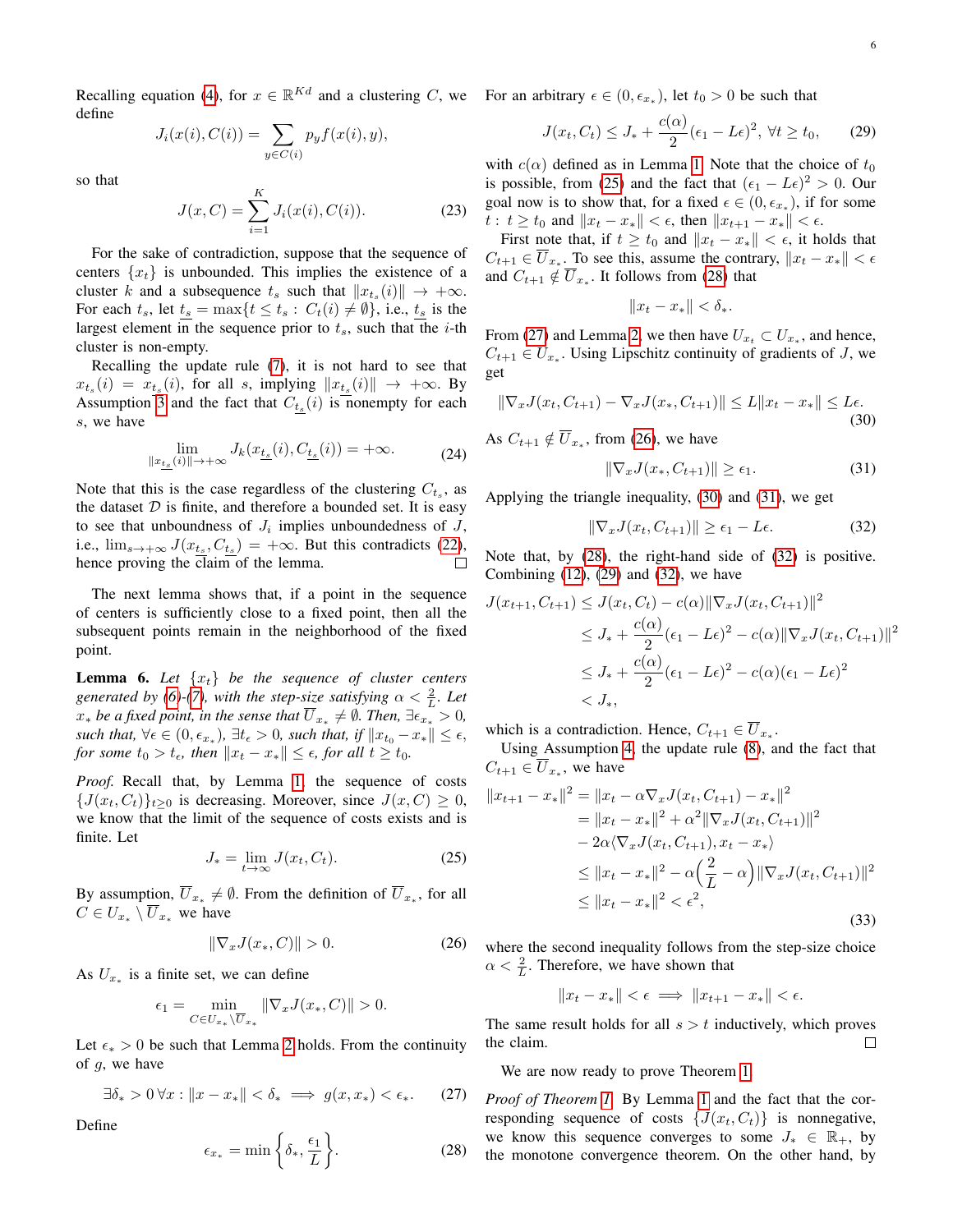Recalling equation (4), for $x \in \mathbb{R}^{Kd}$ and a clustering $C$, we define

$$J_i(x(i), C(i)) = \sum_{y \in C(i)} p_y f(x(i), y),$$

so that

$$J(x, C) = \sum_{i=1}^{K} J_i(x(i), C(i)). \tag{23}$$

For the sake of contradiction, suppose that the sequence of centers $\{x_t\}$ is unbounded. This implies the existence of a cluster $k$ and a subsequence $t_s$ such that $\|x_{t_s}(i)\| \to +\infty$. For each $t_s$, let $\underline{t_s} = \max\{t \leq t_s : C_t(i) \neq \emptyset\}$, i.e., $\underline{t_s}$ is the largest element in the sequence prior to $t_s$, such that the $i$-th cluster is non-empty.

Recalling the update rule (7), it is not hard to see that $x_{t_s}(i) = x_{\underline{t_s}}(i)$, for all $s$, implying $\|x_{\underline{t_s}}(i)\| \to +\infty$. By Assumption 3 and the fact that $C_{\underline{t_s}}(i)$ is nonempty for each $s$, we have

$$\lim_{\|x_{\underline{t_s}}(i)\| \to +\infty} J_k(x_{\underline{t_s}}(i), C_{\underline{t_s}}(i)) = +\infty. \tag{24}$$

Note that this is the case regardless of the clustering $C_{t_s}$, as the dataset $\mathcal{D}$ is finite, and therefore a bounded set. It is easy to see that unboundness of $J_i$ implies unboundedness of $J$, i.e., $\lim_{s \to +\infty} J(x_{\underline{t_s}}, C_{\underline{t_s}}) = +\infty$. But this contradicts (22), hence proving the claim of the lemma. $\square$

The next lemma shows that, if a point in the sequence of centers is sufficiently close to a fixed point, then all the subsequent points remain in the neighborhood of the fixed point.

**Lemma 6.** *Let $\{x_t\}$ be the sequence of cluster centers generated by (6)-(7), with the step-size satisfying $\alpha < \frac{2}{L}$. Let $x_*$ be a fixed point, in the sense that $\overline{U}_{x_*} \neq \emptyset$. Then, $\exists \epsilon_{x_*} > 0$, such that, $\forall \epsilon \in (0, \epsilon_{x_*})$, $\exists t_\epsilon > 0$, such that, if $\|x_{t_0} - x_*\| \leq \epsilon$, for some $t_0 > t_\epsilon$, then $\|x_t - x_*\| \leq \epsilon$, for all $t \geq t_0$.*

*Proof.* Recall that, by Lemma 1, the sequence of costs $\{J(x_t, C_t)\}_{t \geq 0}$ is decreasing. Moreover, since $J(x, C) \geq 0$, we know that the limit of the sequence of costs exists and is finite. Let

$$J_* = \lim_{t \to \infty} J(x_t, C_t). \tag{25}$$

By assumption, $\overline{U}_{x_*} \neq \emptyset$. From the definition of $\overline{U}_{x_*}$, for all $C \in U_{x_*} \setminus \overline{U}_{x_*}$ we have

$$\|\nabla_x J(x_*, C)\| > 0. \tag{26}$$

As $U_{x_*}$ is a finite set, we can define

$$\epsilon_1 = \min_{C \in U_{x_*} \setminus \overline{U}_{x_*}} \|\nabla_x J(x_*, C)\| > 0.$$

Let $\epsilon_* > 0$ be such that Lemma 2 holds. From the continuity of $g$, we have

$$\exists \delta_* > 0 \, \forall x : \|x - x_*\| < \delta_* \implies g(x, x_*) < \epsilon_*. \tag{27}$$

Define

$$\epsilon_{x_*} = \min\left\{\delta_*, \frac{\epsilon_1}{L}\right\}. \tag{28}$$

For an arbitrary $\epsilon \in (0, \epsilon_{x_*})$, let $t_0 > 0$ be such that

$$J(x_t, C_t) \leq J_* + \frac{c(\alpha)}{2}(\epsilon_1 - L\epsilon)^2, \; \forall t \geq t_0, \tag{29}$$

with $c(\alpha)$ defined as in Lemma 1. Note that the choice of $t_0$ is possible, from (25) and the fact that $(\epsilon_1 - L\epsilon)^2 > 0$. Our goal now is to show that, for a fixed $\epsilon \in (0, \epsilon_{x_*})$, if for some $t : t \geq t_0$ and $\|x_t - x_*\| < \epsilon$, then $\|x_{t+1} - x_*\| < \epsilon$.

First note that, if $t \geq t_0$ and $\|x_t - x_*\| < \epsilon$, it holds that $C_{t+1} \in \overline{U}_{x_*}$. To see this, assume the contrary, $\|x_t - x_*\| < \epsilon$ and $C_{t+1} \notin \overline{U}_{x_*}$. It follows from (28) that

$$\|x_t - x_*\| < \delta_*.$$

From (27) and Lemma 2, we then have $U_{x_t} \subset U_{x_*}$, and hence, $C_{t+1} \in U_{x_*}$. Using Lipschitz continuity of gradients of $J$, we get

$$\|\nabla_x J(x_t, C_{t+1}) - \nabla_x J(x_*, C_{t+1})\| \leq L\|x_t - x_*\| \leq L\epsilon. \tag{30}$$

As $C_{t+1} \notin \overline{U}_{x_*}$, from (26), we have

$$\|\nabla_x J(x_*, C_{t+1})\| \geq \epsilon_1. \tag{31}$$

Applying the triangle inequality, (30) and (31), we get

$$\|\nabla_x J(x_t, C_{t+1})\| \geq \epsilon_1 - L\epsilon. \tag{32}$$

Note that, by (28), the right-hand side of (32) is positive. Combining (12), (29) and (32), we have

$$\begin{aligned}
J(x_{t+1}, C_{t+1}) &\leq J(x_t, C_t) - c(\alpha)\|\nabla_x J(x_t, C_{t+1})\|^2 \\
&\leq J_* + \frac{c(\alpha)}{2}(\epsilon_1 - L\epsilon)^2 - c(\alpha)\|\nabla_x J(x_t, C_{t+1})\|^2 \\
&\leq J_* + \frac{c(\alpha)}{2}(\epsilon_1 - L\epsilon)^2 - c(\alpha)(\epsilon_1 - L\epsilon)^2 \\
&< J_*,
\end{aligned}$$

which is a contradiction. Hence, $C_{t+1} \in \overline{U}_{x_*}$.

Using Assumption 4, the update rule (8), and the fact that $C_{t+1} \in \overline{U}_{x_*}$, we have

$$\begin{aligned}
\|x_{t+1} - x_*\|^2 &= \|x_t - \alpha \nabla_x J(x_t, C_{t+1}) - x_*\|^2 \\
&= \|x_t - x_*\|^2 + \alpha^2 \|\nabla_x J(x_t, C_{t+1})\|^2 \\
&\quad - 2\alpha \langle \nabla_x J(x_t, C_{t+1}), x_t - x_* \rangle \\
&\leq \|x_t - x_*\|^2 - \alpha\Big(\frac{2}{L} - \alpha\Big)\|\nabla_x J(x_t, C_{t+1})\|^2 \\
&\leq \|x_t - x_*\|^2 < \epsilon^2,
\end{aligned} \tag{33}$$

where the second inequality follows from the step-size choice $\alpha < \frac{2}{L}$. Therefore, we have shown that

$$\|x_t - x_*\| < \epsilon \implies \|x_{t+1} - x_*\| < \epsilon.$$

The same result holds for all $s > t$ inductively, which proves the claim. $\square$

We are now ready to prove Theorem 1.

*Proof of Theorem 1.* By Lemma 1 and the fact that the corresponding sequence of costs $\{J(x_t, C_t)\}$ is nonnegative, we know this sequence converges to some $J_* \in \mathbb{R}_+$, by the monotone convergence theorem. On the other hand, by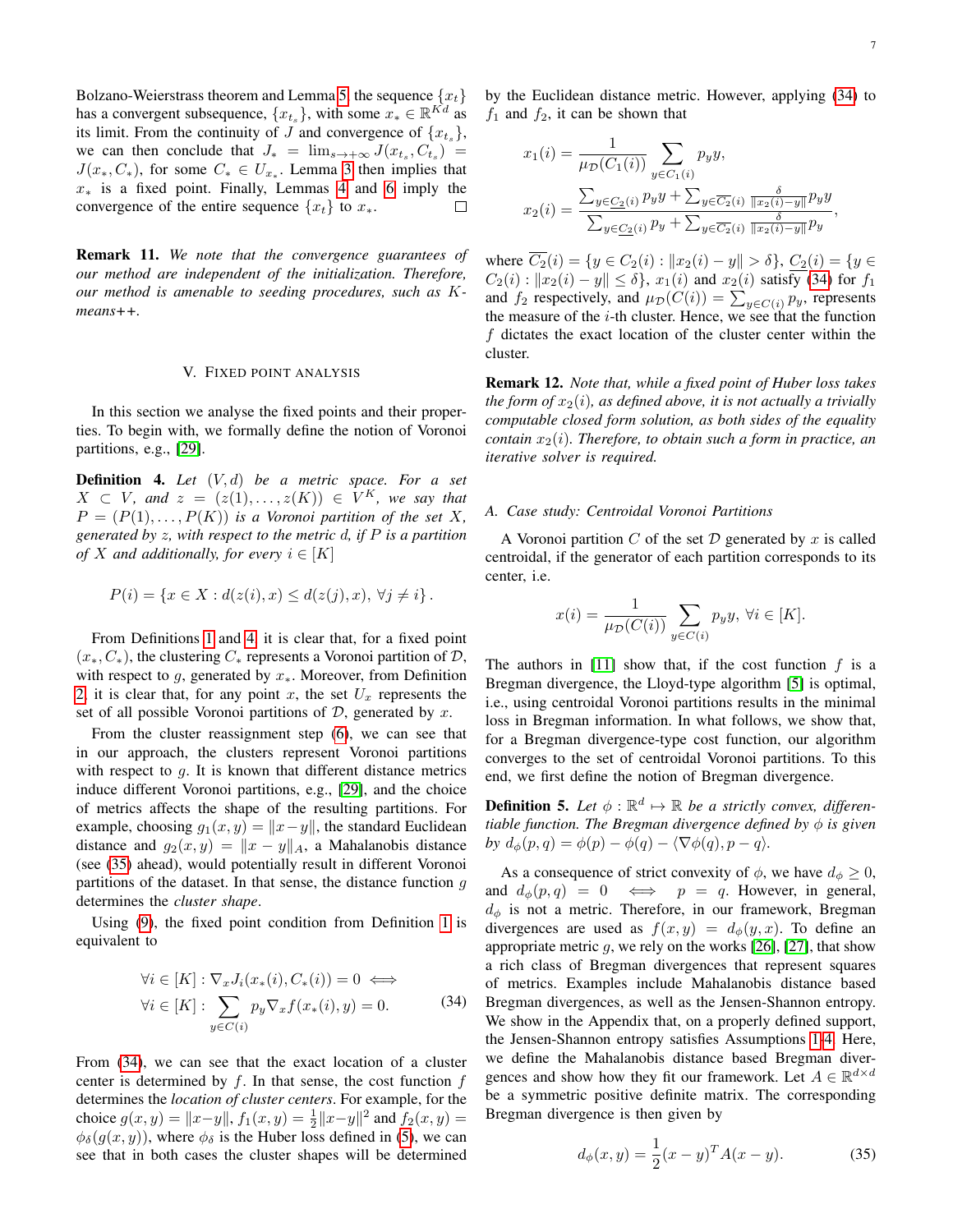Bolzano-Weierstrass theorem and Lemma 5, the sequence $\{x_t\}$ has a convergent subsequence, $\{x_{t_s}\}$, with some $x_* \in \mathbb{R}^{Kd}$ as its limit. From the continuity of $J$ and convergence of $\{x_{t_s}\}$, we can then conclude that $J_* = \lim_{s \to +\infty} J(x_{t_s}, C_{t_s}) = J(x_*, C_*)$, for some $C_* \in U_{x_*}$. Lemma 3 then implies that $x_*$ is a fixed point. Finally, Lemmas 4 and 6 imply the convergence of the entire sequence $\{x_t\}$ to $x_*$. □

**Remark 11.** *We note that the convergence guarantees of our method are independent of the initialization. Therefore, our method is amenable to seeding procedures, such as K-means++.*

## V. Fixed Point Analysis

In this section we analyse the fixed points and their properties. To begin with, we formally define the notion of Voronoi partitions, e.g., [29].

**Definition 4.** *Let $(V, d)$ be a metric space. For a set $X \subset V$, and $z = (z(1), \dots, z(K)) \in V^K$, we say that $P = (P(1), \dots, P(K))$ is a Voronoi partition of the set $X$, generated by $z$, with respect to the metric $d$, if $P$ is a partition of $X$ and additionally, for every $i \in [K]$*

$$P(i) = \{x \in X : d(z(i), x) \leq d(z(j), x), \; \forall j \neq i\}.$$

From Definitions 1 and 4, it is clear that, for a fixed point $(x_*, C_*)$, the clustering $C_*$ represents a Voronoi partition of $\mathcal{D}$, with respect to $g$, generated by $x_*$. Moreover, from Definition 2, it is clear that, for any point $x$, the set $U_x$ represents the set of all possible Voronoi partitions of $\mathcal{D}$, generated by $x$.

From the cluster reassignment step (6), we can see that in our approach, the clusters represent Voronoi partitions with respect to $g$. It is known that different distance metrics induce different Voronoi partitions, e.g., [29], and the choice of metrics affects the shape of the resulting partitions. For example, choosing $g_1(x, y) = \|x - y\|$, the standard Euclidean distance and $g_2(x, y) = \|x - y\|_A$, a Mahalanobis distance (see (35) ahead), would potentially result in different Voronoi partitions of the dataset. In that sense, the distance function $g$ determines the *cluster shape*.

Using (9), the fixed point condition from Definition 1 is equivalent to

$$\begin{aligned}
&\forall i \in [K] : \nabla_x J_i(x_*(i), C_*(i)) = 0 \iff \\
&\forall i \in [K] : \sum_{y \in C(i)} p_y \nabla_x f(x_*(i), y) = 0.
\end{aligned} \tag{34}$$

From (34), we can see that the exact location of a cluster center is determined by $f$. In that sense, the cost function $f$ determines the *location of cluster centers*. For example, for the choice $g(x, y) = \|x - y\|$, $f_1(x, y) = \frac{1}{2}\|x - y\|^2$ and $f_2(x, y) = \phi_\delta(g(x, y))$, where $\phi_\delta$ is the Huber loss defined in (5), we can see that in both cases the cluster shapes will be determined by the Euclidean distance metric. However, applying (34) to $f_1$ and $f_2$, it can be shown that

$$x_1(i) = \frac{1}{\mu_{\mathcal{D}}(C_1(i))} \sum_{y \in C_1(i)} p_y y,$$

$$x_2(i) = \frac{\sum_{y \in \underline{C_2}(i)} p_y y + \sum_{y \in \overline{C_2}(i)} \frac{\delta}{\|x_2(i) - y\|} p_y y}{\sum_{y \in \underline{C_2}(i)} p_y + \sum_{y \in \overline{C_2}(i)} \frac{\delta}{\|x_2(i) - y\|} p_y},$$

where $\overline{C_2}(i) = \{y \in C_2(i) : \|x_2(i) - y\| > \delta\}$, $\underline{C_2}(i) = \{y \in C_2(i) : \|x_2(i) - y\| \leq \delta\}$, $x_1(i)$ and $x_2(i)$ satisfy (34) for $f_1$ and $f_2$ respectively, and $\mu_{\mathcal{D}}(C(i)) = \sum_{y \in C(i)} p_y$, represents the measure of the $i$-th cluster. Hence, we see that the function $f$ dictates the exact location of the cluster center within the cluster.

**Remark 12.** *Note that, while a fixed point of Huber loss takes the form of $x_2(i)$, as defined above, it is not actually a trivially computable closed form solution, as both sides of the equality contain $x_2(i)$. Therefore, to obtain such a form in practice, an iterative solver is required.*

### A. Case study: Centroidal Voronoi Partitions

A Voronoi partition $C$ of the set $\mathcal{D}$ generated by $x$ is called centroidal, if the generator of each partition corresponds to its center, i.e.

$$x(i) = \frac{1}{\mu_{\mathcal{D}}(C(i))} \sum_{y \in C(i)} p_y y, \; \forall i \in [K].$$

The authors in [11] show that, if the cost function $f$ is a Bregman divergence, the Lloyd-type algorithm [5] is optimal, i.e., using centroidal Voronoi partitions results in the minimal loss in Bregman information. In what follows, we show that, for a Bregman divergence-type cost function, our algorithm converges to the set of centroidal Voronoi partitions. To this end, we first define the notion of Bregman divergence.

**Definition 5.** *Let $\phi : \mathbb{R}^d \mapsto \mathbb{R}$ be a strictly convex, differentiable function. The Bregman divergence defined by $\phi$ is given by $d_\phi(p, q) = \phi(p) - \phi(q) - \langle \nabla \phi(q), p - q \rangle$.*

As a consequence of strict convexity of $\phi$, we have $d_\phi \geq 0$, and $d_\phi(p, q) = 0 \iff p = q$. However, in general, $d_\phi$ is not a metric. Therefore, in our framework, Bregman divergences are used as $f(x, y) = d_\phi(y, x)$. To define an appropriate metric $g$, we rely on the works [26], [27], that show a rich class of Bregman divergences that represent squares of metrics. Examples include Mahalanobis distance based Bregman divergences, as well as the Jensen-Shannon entropy. We show in the Appendix that, on a properly defined support, the Jensen-Shannon entropy satisfies Assumptions 1-4. Here, we define the Mahalanobis distance based Bregman divergences and show how they fit our framework. Let $A \in \mathbb{R}^{d \times d}$ be a symmetric positive definite matrix. The corresponding Bregman divergence is then given by

$$d_\phi(x, y) = \frac{1}{2}(x - y)^T A (x - y). \tag{35}$$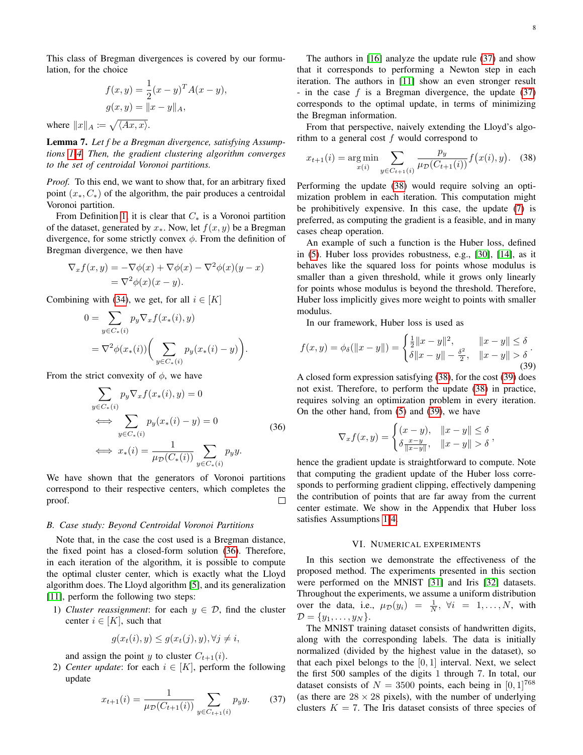This class of Bregman divergences is covered by our formulation, for the choice

$$f(x,y) = \frac{1}{2}(x-y)^T A(x-y),$$
$$g(x,y) = \|x-y\|_A,$$

where $\|x\|_A := \sqrt{\langle Ax, x\rangle}$.

**Lemma 7.** *Let f be a Bregman divergence, satisfying Assumptions 1-4. Then, the gradient clustering algorithm converges to the set of centroidal Voronoi partitions.*

*Proof.* To this end, we want to show that, for an arbitrary fixed point $(x_*, C_*)$ of the algorithm, the pair produces a centroidal Voronoi partition.

From Definition 1, it is clear that $C_*$ is a Voronoi partition of the dataset, generated by $x_*$. Now, let $f(x,y)$ be a Bregman divergence, for some strictly convex $\phi$. From the definition of Bregman divergence, we then have

$$\begin{aligned}\nabla_x f(x,y) &= -\nabla\phi(x) + \nabla\phi(x) - \nabla^2\phi(x)(y-x) \\ &= \nabla^2\phi(x)(x-y).\end{aligned}$$

Combining with (34), we get, for all $i \in [K]$

$$\begin{aligned}0 &= \sum_{y \in C_*(i)} p_y \nabla_x f(x_*(i), y) \\ &= \nabla^2\phi(x_*(i))\Big(\sum_{y\in C_*(i)} p_y(x_*(i) - y)\Big).\end{aligned}$$

From the strict convexity of $\phi$, we have

$$\begin{aligned}&\sum_{y\in C_*(i)} p_y \nabla_x f(x_*(i), y) = 0 \\ \iff &\sum_{y\in C_*(i)} p_y (x_*(i) - y) = 0 \\ \iff & x_*(i) = \frac{1}{\mu_{\mathcal{D}}(C_*(i))}\sum_{y\in C_*(i)} p_y y.\end{aligned} \tag{36}$$

We have shown that the generators of Voronoi partitions correspond to their respective centers, which completes the proof. ☐

### B. Case study: Beyond Centroidal Voronoi Partitions

Note that, in the case the cost used is a Bregman distance, the fixed point has a closed-form solution (36). Therefore, in each iteration of the algorithm, it is possible to compute the optimal cluster center, which is exactly what the Lloyd algorithm does. The Lloyd algorithm [5], and its generalization [11], perform the following two steps:

1) *Cluster reassignment*: for each $y \in \mathcal{D}$, find the cluster center $i \in [K]$, such that

$$g(x_t(i), y) \leq g(x_t(j), y), \forall j \neq i,$$

and assign the point $y$ to cluster $C_{t+1}(i)$.

2) *Center update*: for each $i \in [K]$, perform the following update

$$x_{t+1}(i) = \frac{1}{\mu_{\mathcal{D}}(C_{t+1}(i))}\sum_{y\in C_{t+1}(i)} p_y y. \tag{37}$$

The authors in [16] analyze the update rule (37) and show that it corresponds to performing a Newton step in each iteration. The authors in [11] show an even stronger result - in the case $f$ is a Bregman divergence, the update (37) corresponds to the optimal update, in terms of minimizing the Bregman information.

From that perspective, naively extending the Lloyd's algorithm to a general cost $f$ would correspond to

$$x_{t+1}(i) = \arg\min_{x(i)} \sum_{y\in C_{t+1}(i)} \frac{p_y}{\mu_{\mathcal{D}}(C_{t+1}(i))} f\big(x(i), y\big). \tag{38}$$

Performing the update (38) would require solving an optimization problem in each iteration. This computation might be prohibitively expensive. In this case, the update (7) is preferred, as computing the gradient is a feasible, and in many cases cheap operation.

An example of such a function is the Huber loss, defined in (5). Huber loss provides robustness, e.g., [30], [14], as it behaves like the squared loss for points whose modulus is smaller than a given threshold, while it grows only linearly for points whose modulus is beyond the threshold. Therefore, Huber loss implicitly gives more weight to points with smaller modulus.

In our framework, Huber loss is used as

$$f(x,y) = \phi_\delta(\|x-y\|) = \begin{cases}\frac{1}{2}\|x-y\|^2, & \|x-y\| \leq \delta \\ \delta\|x-y\| - \frac{\delta^2}{2}, & \|x-y\| > \delta\end{cases}. \tag{39}$$

A closed form expression satisfying (38), for the cost (39) does not exist. Therefore, to perform the update (38) in practice, requires solving an optimization problem in every iteration. On the other hand, from (5) and (39), we have

$$\nabla_x f(x,y) = \begin{cases}(x-y), & \|x-y\| \leq \delta \\ \delta\frac{x-y}{\|x-y\|}, & \|x-y\| > \delta\end{cases},$$

hence the gradient update is straightforward to compute. Note that computing the gradient update of the Huber loss corresponds to performing gradient clipping, effectively dampening the contribution of points that are far away from the current center estimate. We show in the Appendix that Huber loss satisfies Assumptions 1-4.

## VI. Numerical experiments

In this section we demonstrate the effectiveness of the proposed method. The experiments presented in this section were performed on the MNIST [31] and Iris [32] datasets. Throughout the experiments, we assume a uniform distribution over the data, i.e., $\mu_{\mathcal{D}}(y_i) = \frac{1}{N}$, $\forall i = 1,\ldots,N$, with $\mathcal{D} = \{y_1, \ldots, y_N\}$.

The MNIST training dataset consists of handwritten digits, along with the corresponding labels. The data is initially normalized (divided by the highest value in the dataset), so that each pixel belongs to the $[0,1]$ interval. Next, we select the first 500 samples of the digits 1 through 7. In total, our dataset consists of $N = 3500$ points, each being in $[0,1]^{768}$ (as there are $28 \times 28$ pixels), with the number of underlying clusters $K = 7$. The Iris dataset consists of three species of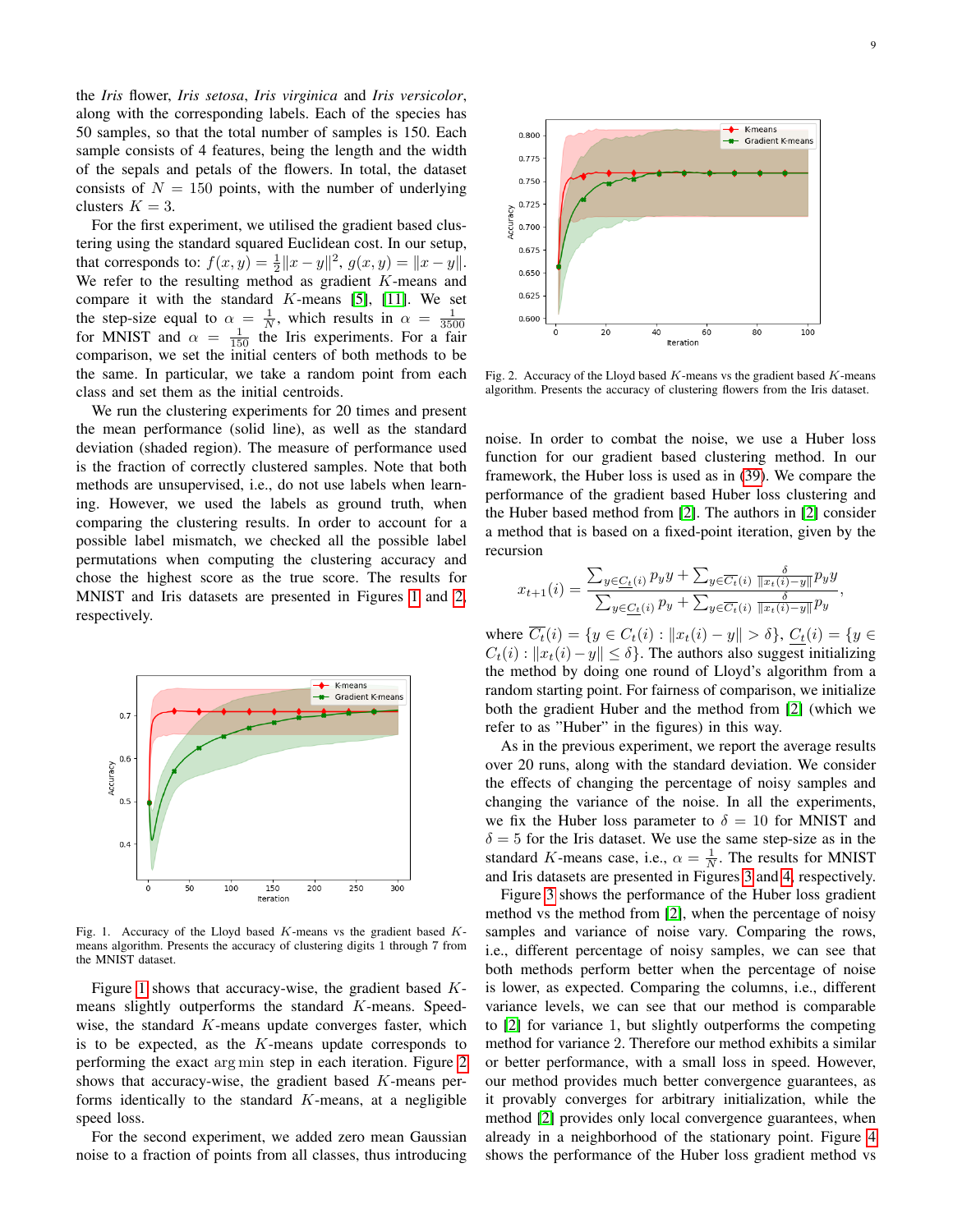the *Iris* flower, *Iris setosa*, *Iris virginica* and *Iris versicolor*, along with the corresponding labels. Each of the species has 50 samples, so that the total number of samples is 150. Each sample consists of 4 features, being the length and the width of the sepals and petals of the flowers. In total, the dataset consists of $N = 150$ points, with the number of underlying clusters $K = 3$.

For the first experiment, we utilised the gradient based clustering using the standard squared Euclidean cost. In our setup, that corresponds to: $f(x, y) = \frac{1}{2}\|x - y\|^2$, $g(x, y) = \|x - y\|$. We refer to the resulting method as gradient $K$-means and compare it with the standard $K$-means [5], [11]. We set the step-size equal to $\alpha = \frac{1}{N}$, which results in $\alpha = \frac{1}{3500}$ for MNIST and $\alpha = \frac{1}{150}$ the Iris experiments. For a fair comparison, we set the initial centers of both methods to be the same. In particular, we take a random point from each class and set them as the initial centroids.

We run the clustering experiments for 20 times and present the mean performance (solid line), as well as the standard deviation (shaded region). The measure of performance used is the fraction of correctly clustered samples. Note that both methods are unsupervised, i.e., do not use labels when learning. However, we used the labels as ground truth, when comparing the clustering results. In order to account for a possible label mismatch, we checked all the possible label permutations when computing the clustering accuracy and chose the highest score as the true score. The results for MNIST and Iris datasets are presented in Figures 1 and 2, respectively.

Fig. 1. Accuracy of the Lloyd based $K$-means vs the gradient based $K$-means algorithm. Presents the accuracy of clustering digits 1 through 7 from the MNIST dataset.

Figure 1 shows that accuracy-wise, the gradient based $K$-means slightly outperforms the standard $K$-means. Speed-wise, the standard $K$-means update converges faster, which is to be expected, as the $K$-means update corresponds to performing the exact $\arg\min$ step in each iteration. Figure 2 shows that accuracy-wise, the gradient based $K$-means performs identically to the standard $K$-means, at a negligible speed loss.

For the second experiment, we added zero mean Gaussian noise to a fraction of points from all classes, thus introducing noise. In order to combat the noise, we use a Huber loss function for our gradient based clustering method. In our framework, the Huber loss is used as in (39). We compare the performance of the gradient based Huber loss clustering and the Huber based method from [2]. The authors in [2] consider a method that is based on a fixed-point iteration, given by the recursion

$$x_{t+1}(i) = \frac{\sum_{y \in \underline{C_t}(i)} p_y y + \sum_{y \in \overline{C_t}(i)} \frac{\delta}{\|x_t(i) - y\|} p_y y}{\sum_{y \in \underline{C_t}(i)} p_y + \sum_{y \in \overline{C_t}(i)} \frac{\delta}{\|x_t(i) - y\|} p_y},$$

where $\overline{C_t}(i) = \{y \in C_t(i) : \|x_t(i) - y\| > \delta\}$, $\underline{C_t}(i) = \{y \in C_t(i) : \|x_t(i) - y\| \leq \delta\}$. The authors also suggest initializing the method by doing one round of Lloyd's algorithm from a random starting point. For fairness of comparison, we initialize both the gradient Huber and the method from [2] (which we refer to as "Huber" in the figures) in this way.

As in the previous experiment, we report the average results over 20 runs, along with the standard deviation. We consider the effects of changing the percentage of noisy samples and changing the variance of the noise. In all the experiments, we fix the Huber loss parameter to $\delta = 10$ for MNIST and $\delta = 5$ for the Iris dataset. We use the same step-size as in the standard $K$-means case, i.e., $\alpha = \frac{1}{N}$. The results for MNIST and Iris datasets are presented in Figures 3 and 4, respectively.

Figure 3 shows the performance of the Huber loss gradient method vs the method from [2], when the percentage of noisy samples and variance of noise vary. Comparing the rows, i.e., different percentage of noisy samples, we can see that both methods perform better when the percentage of noise is lower, as expected. Comparing the columns, i.e., different variance levels, we can see that our method is comparable to [2] for variance 1, but slightly outperforms the competing method for variance 2. Therefore our method exhibits a similar or better performance, with a small loss in speed. However, our method provides much better convergence guarantees, as it provably converges for arbitrary initialization, while the method [2] provides only local convergence guarantees, when already in a neighborhood of the stationary point. Figure 4 shows the performance of the Huber loss gradient method vs

Fig. 2. Accuracy of the Lloyd based $K$-means vs the gradient based $K$-means algorithm. Presents the accuracy of clustering flowers from the Iris dataset.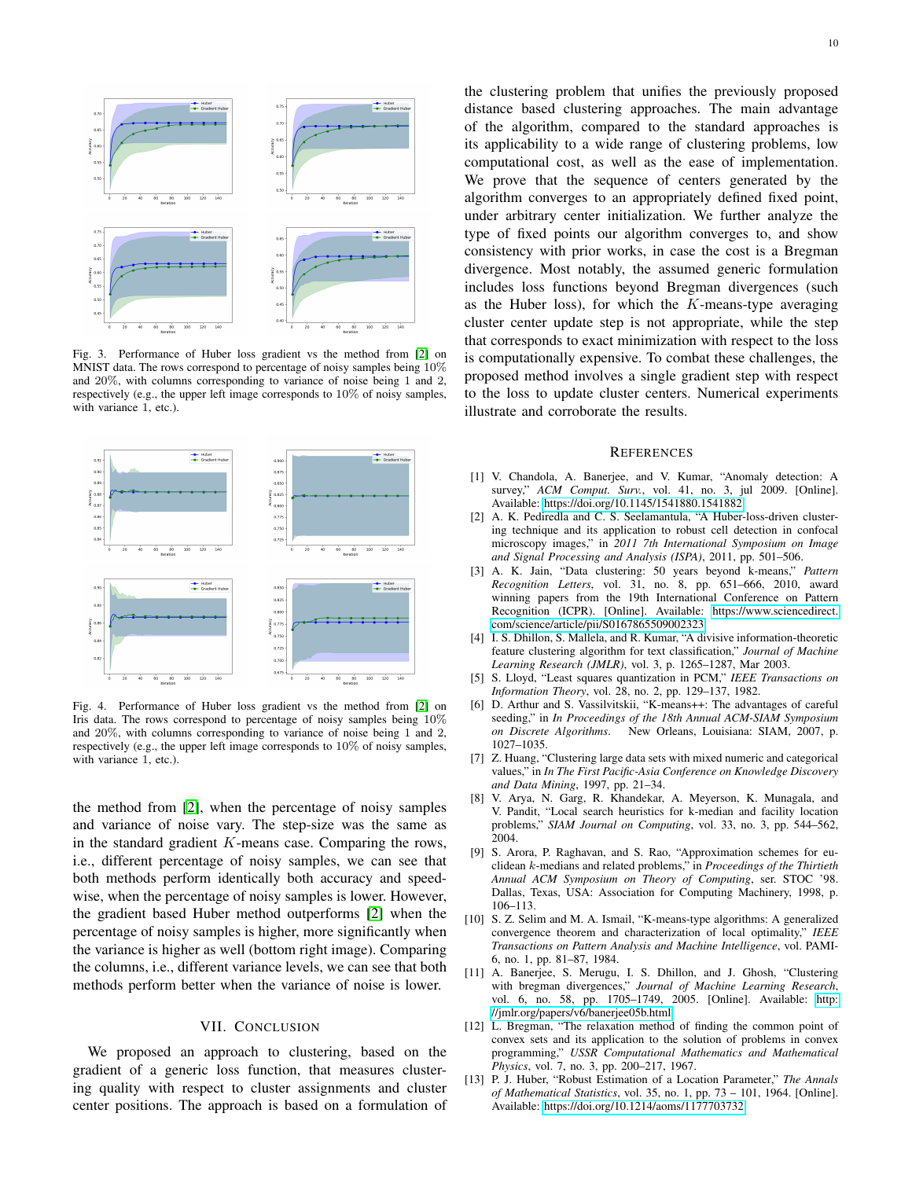Fig. 3. Performance of Huber loss gradient vs the method from [2] on MNIST data. The rows correspond to percentage of noisy samples being 10% and 20%, with columns corresponding to variance of noise being 1 and 2, respectively (e.g., the upper left image corresponds to 10% of noisy samples, with variance 1, etc.).

Fig. 4. Performance of Huber loss gradient vs the method from [2] on Iris data. The rows correspond to percentage of noisy samples being 10% and 20%, with columns corresponding to variance of noise being 1 and 2, respectively (e.g., the upper left image corresponds to 10% of noisy samples, with variance 1, etc.).

the method from [2], when the percentage of noisy samples and variance of noise vary. The step-size was the same as in the standard gradient $K$-means case. Comparing the rows, i.e., different percentage of noisy samples, we can see that both methods perform identically both accuracy and speed-wise, when the percentage of noisy samples is lower. However, the gradient based Huber method outperforms [2] when the percentage of noisy samples is higher, more significantly when the variance is higher as well (bottom right image). Comparing the columns, i.e., different variance levels, we can see that both methods perform better when the variance of noise is lower.

## VII. Conclusion

We proposed an approach to clustering, based on the gradient of a generic loss function, that measures clustering quality with respect to cluster assignments and cluster center positions. The approach is based on a formulation of the clustering problem that unifies the previously proposed distance based clustering approaches. The main advantage of the algorithm, compared to the standard approaches is its applicability to a wide range of clustering problems, low computational cost, as well as the ease of implementation. We prove that the sequence of centers generated by the algorithm converges to an appropriately defined fixed point, under arbitrary center initialization. We further analyze the type of fixed points our algorithm converges to, and show consistency with prior works, in case the cost is a Bregman divergence. Most notably, the assumed generic formulation includes loss functions beyond Bregman divergences (such as the Huber loss), for which the $K$-means-type averaging cluster center update step is not appropriate, while the step that corresponds to exact minimization with respect to the loss is computationally expensive. To combat these challenges, the proposed method involves a single gradient step with respect to the loss to update cluster centers. Numerical experiments illustrate and corroborate the results.

## References

[1] V. Chandola, A. Banerjee, and V. Kumar, "Anomaly detection: A survey," *ACM Comput. Surv.*, vol. 41, no. 3, jul 2009. [Online]. Available: https://doi.org/10.1145/1541880.1541882

[2] A. K. Pediredla and C. S. Seelamantula, "A Huber-loss-driven clustering technique and its application to robust cell detection in confocal microscopy images," in *2011 7th International Symposium on Image and Signal Processing and Analysis (ISPA)*, 2011, pp. 501–506.

[3] A. K. Jain, "Data clustering: 50 years beyond k-means," *Pattern Recognition Letters*, vol. 31, no. 8, pp. 651–666, 2010, award winning papers from the 19th International Conference on Pattern Recognition (ICPR). [Online]. Available: https://www.sciencedirect.com/science/article/pii/S0167865509002323

[4] I. S. Dhillon, S. Mallela, and R. Kumar, "A divisive information-theoretic feature clustering algorithm for text classification," *Journal of Machine Learning Research (JMLR)*, vol. 3, p. 1265–1287, Mar 2003.

[5] S. Lloyd, "Least squares quantization in PCM," *IEEE Transactions on Information Theory*, vol. 28, no. 2, pp. 129–137, 1982.

[6] D. Arthur and S. Vassilvitskii, "K-means++: The advantages of careful seeding," in *In Proceedings of the 18th Annual ACM-SIAM Symposium on Discrete Algorithms*. New Orleans, Louisiana: SIAM, 2007, p. 1027–1035.

[7] Z. Huang, "Clustering large data sets with mixed numeric and categorical values," in *In The First Pacific-Asia Conference on Knowledge Discovery and Data Mining*, 1997, pp. 21–34.

[8] V. Arya, N. Garg, R. Khandekar, A. Meyerson, K. Munagala, and V. Pandit, "Local search heuristics for k-median and facility location problems," *SIAM Journal on Computing*, vol. 33, no. 3, pp. 544–562, 2004.

[9] S. Arora, P. Raghavan, and S. Rao, "Approximation schemes for euclidean $k$-medians and related problems," in *Proceedings of the Thirtieth Annual ACM Symposium on Theory of Computing*, ser. STOC '98. Dallas, Texas, USA: Association for Computing Machinery, 1998, p. 106–113.

[10] S. Z. Selim and M. A. Ismail, "K-means-type algorithms: A generalized convergence theorem and characterization of local optimality," *IEEE Transactions on Pattern Analysis and Machine Intelligence*, vol. PAMI-6, no. 1, pp. 81–87, 1984.

[11] A. Banerjee, S. Merugu, I. S. Dhillon, and J. Ghosh, "Clustering with bregman divergences," *Journal of Machine Learning Research*, vol. 6, no. 58, pp. 1705–1749, 2005. [Online]. Available: http://jmlr.org/papers/v6/banerjee05b.html

[12] L. Bregman, "The relaxation method of finding the common point of convex sets and its application to the solution of problems in convex programming," *USSR Computational Mathematics and Mathematical Physics*, vol. 7, no. 3, pp. 200–217, 1967.

[13] P. J. Huber, "Robust Estimation of a Location Parameter," *The Annals of Mathematical Statistics*, vol. 35, no. 1, pp. 73 – 101, 1964. [Online]. Available: https://doi.org/10.1214/aoms/1177703732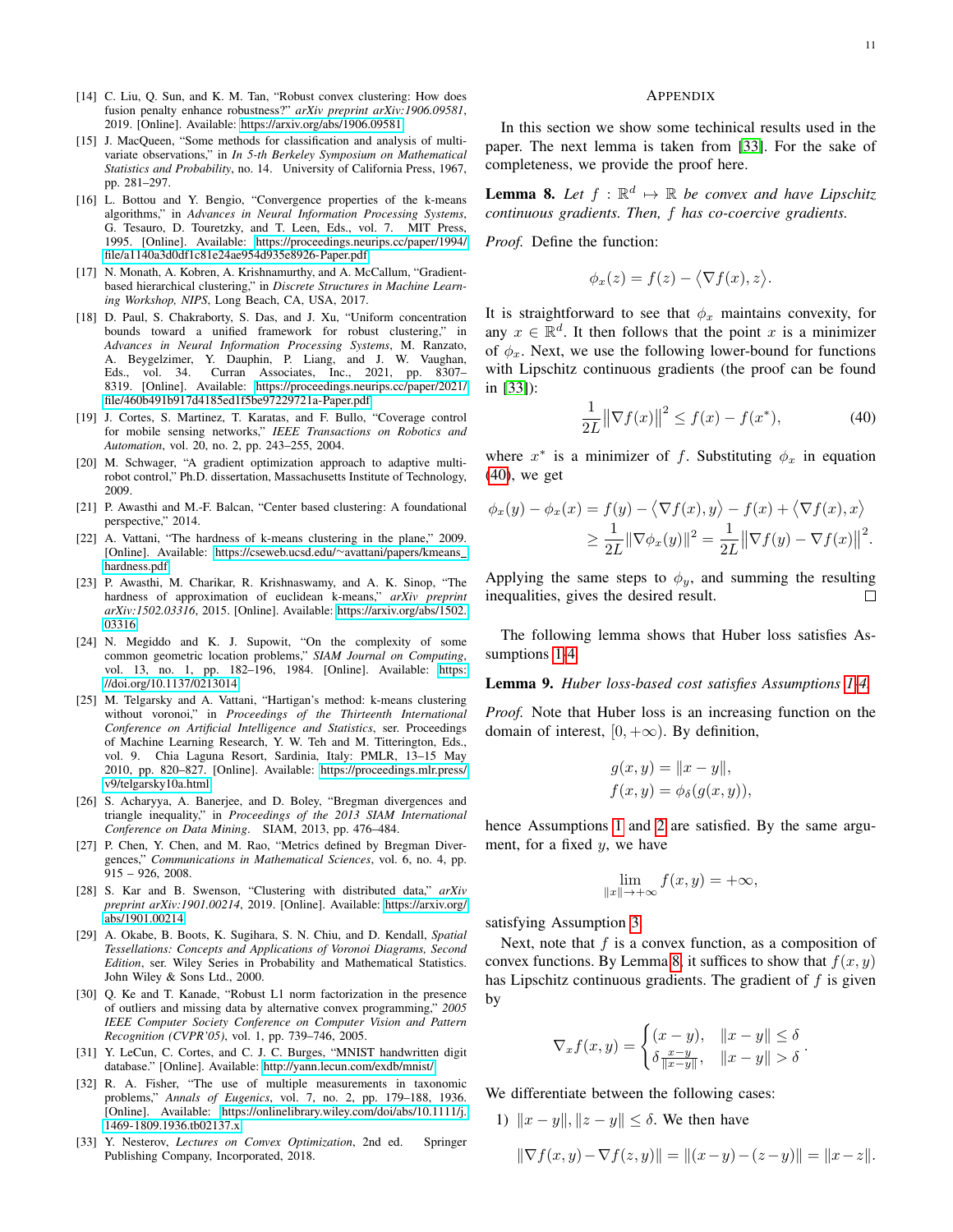[14] C. Liu, Q. Sun, and K. M. Tan, "Robust convex clustering: How does fusion penalty enhance robustness?" *arXiv preprint arXiv:1906.09581*, 2019. [Online]. Available: https://arxiv.org/abs/1906.09581

[15] J. MacQueen, "Some methods for classification and analysis of multivariate observations," in *In 5-th Berkeley Symposium on Mathematical Statistics and Probability*, no. 14. University of California Press, 1967, pp. 281–297.

[16] L. Bottou and Y. Bengio, "Convergence properties of the k-means algorithms," in *Advances in Neural Information Processing Systems*, G. Tesauro, D. Touretzky, and T. Leen, Eds., vol. 7. MIT Press, 1995. [Online]. Available: https://proceedings.neurips.cc/paper/1994/file/a1140a3d0df1c81e24ae954d935e8926-Paper.pdf

[17] N. Monath, A. Kobren, A. Krishnamurthy, and A. McCallum, "Gradient-based hierarchical clustering," in *Discrete Structures in Machine Learning Workshop, NIPS*, Long Beach, CA, USA, 2017.

[18] D. Paul, S. Chakraborty, S. Das, and J. Xu, "Uniform concentration bounds toward a unified framework for robust clustering," in *Advances in Neural Information Processing Systems*, M. Ranzato, A. Beygelzimer, Y. Dauphin, P. Liang, and J. W. Vaughan, Eds., vol. 34. Curran Associates, Inc., 2021, pp. 8307–8319. [Online]. Available: https://proceedings.neurips.cc/paper/2021/file/460b491b917d4185ed1f5be97229721a-Paper.pdf

[19] J. Cortes, S. Martinez, T. Karatas, and F. Bullo, "Coverage control for mobile sensing networks," *IEEE Transactions on Robotics and Automation*, vol. 20, no. 2, pp. 243–255, 2004.

[20] M. Schwager, "A gradient optimization approach to adaptive multi-robot control," Ph.D. dissertation, Massachusetts Institute of Technology, 2009.

[21] P. Awasthi and M.-F. Balcan, "Center based clustering: A foundational perspective," 2014.

[22] A. Vattani, "The hardness of k-means clustering in the plane," 2009. [Online]. Available: https://cseweb.ucsd.edu/~avattani/papers/kmeans_hardness.pdf

[23] P. Awasthi, M. Charikar, R. Krishnaswamy, and A. K. Sinop, "The hardness of approximation of euclidean k-means," *arXiv preprint arXiv:1502.03316*, 2015. [Online]. Available: https://arxiv.org/abs/1502.03316

[24] N. Megiddo and K. J. Supowit, "On the complexity of some common geometric location problems," *SIAM Journal on Computing*, vol. 13, no. 1, pp. 182–196, 1984. [Online]. Available: https://doi.org/10.1137/0213014

[25] M. Telgarsky and A. Vattani, "Hartigan's method: k-means clustering without voronoi," in *Proceedings of the Thirteenth International Conference on Artificial Intelligence and Statistics*, ser. Proceedings of Machine Learning Research, Y. W. Teh and M. Titterington, Eds., vol. 9. Chia Laguna Resort, Sardinia, Italy: PMLR, 13–15 May 2010, pp. 820–827. [Online]. Available: https://proceedings.mlr.press/v9/telgarsky10a.html

[26] S. Acharyya, A. Banerjee, and D. Boley, "Bregman divergences and triangle inequality," in *Proceedings of the 2013 SIAM International Conference on Data Mining*. SIAM, 2013, pp. 476–484.

[27] P. Chen, Y. Chen, and M. Rao, "Metrics defined by Bregman Divergences," *Communications in Mathematical Sciences*, vol. 6, no. 4, pp. 915 – 926, 2008.

[28] S. Kar and B. Swenson, "Clustering with distributed data," *arXiv preprint arXiv:1901.00214*, 2019. [Online]. Available: https://arxiv.org/abs/1901.00214

[29] A. Okabe, B. Boots, K. Sugihara, S. N. Chiu, and D. Kendall, *Spatial Tessellations: Concepts and Applications of Voronoi Diagrams, Second Edition*, ser. Wiley Series in Probability and Mathematical Statistics. John Wiley & Sons Ltd., 2000.

[30] Q. Ke and T. Kanade, "Robust L1 norm factorization in the presence of outliers and missing data by alternative convex programming," *2005 IEEE Computer Society Conference on Computer Vision and Pattern Recognition (CVPR'05)*, vol. 1, pp. 739–746, 2005.

[31] Y. LeCun, C. Cortes, and C. J. C. Burges, "MNIST handwritten digit database." [Online]. Available: http://yann.lecun.com/exdb/mnist/

[32] R. A. Fisher, "The use of multiple measurements in taxonomic problems," *Annals of Eugenics*, vol. 7, no. 2, pp. 179–188, 1936. [Online]. Available: https://onlinelibrary.wiley.com/doi/abs/10.1111/j.1469-1809.1936.tb02137.x

[33] Y. Nesterov, *Lectures on Convex Optimization*, 2nd ed. Springer Publishing Company, Incorporated, 2018.

## Appendix

In this section we show some techinical results used in the paper. The next lemma is taken from [33]. For the sake of completeness, we provide the proof here.

**Lemma 8.** *Let $f : \mathbb{R}^d \mapsto \mathbb{R}$ be convex and have Lipschitz continuous gradients. Then, $f$ has co-coercive gradients.*

*Proof.* Define the function:

$$\phi_x(z) = f(z) - \langle \nabla f(x), z \rangle.$$

It is straightforward to see that $\phi_x$ maintains convexity, for any $x \in \mathbb{R}^d$. It then follows that the point $x$ is a minimizer of $\phi_x$. Next, we use the following lower-bound for functions with Lipschitz continuous gradients (the proof can be found in [33]):

$$\frac{1}{2L}\|\nabla f(x)\|^2 \leq f(x) - f(x^*), \tag{40}$$

where $x^*$ is a minimizer of $f$. Substituting $\phi_x$ in equation (40), we get

$$\begin{aligned}\phi_x(y) - \phi_x(x) &= f(y) - \langle \nabla f(x), y \rangle - f(x) + \langle \nabla f(x), x \rangle \\ &\geq \frac{1}{2L}\|\nabla \phi_x(y)\|^2 = \frac{1}{2L}\|\nabla f(y) - \nabla f(x)\|^2.\end{aligned}$$

Applying the same steps to $\phi_y$, and summing the resulting inequalities, gives the desired result. $\square$

The following lemma shows that Huber loss satisfies Assumptions 1-4.

**Lemma 9.** *Huber loss-based cost satisfies Assumptions 1-4.*

*Proof.* Note that Huber loss is an increasing function on the domain of interest, $[0, +\infty)$. By definition,

$$\begin{aligned} g(x, y) &= \|x - y\|, \\ f(x, y) &= \phi_\delta(g(x, y)), \end{aligned}$$

hence Assumptions 1 and 2 are satisfied. By the same argument, for a fixed $y$, we have

$$\lim_{\|x\| \to +\infty} f(x, y) = +\infty,$$

satisfying Assumption 3.

Next, note that $f$ is a convex function, as a composition of convex functions. By Lemma 8, it suffices to show that $f(x, y)$ has Lipschitz continuous gradients. The gradient of $f$ is given by

$$\nabla_x f(x, y) = \begin{cases} (x - y), & \|x - y\| \leq \delta \\ \delta \frac{x - y}{\|x - y\|}, & \|x - y\| > \delta \end{cases}.$$

We differentiate between the following cases:

1) $\|x - y\|, \|z - y\| \leq \delta$. We then have

$$\|\nabla f(x, y) - \nabla f(z, y)\| = \|(x - y) - (z - y)\| = \|x - z\|.$$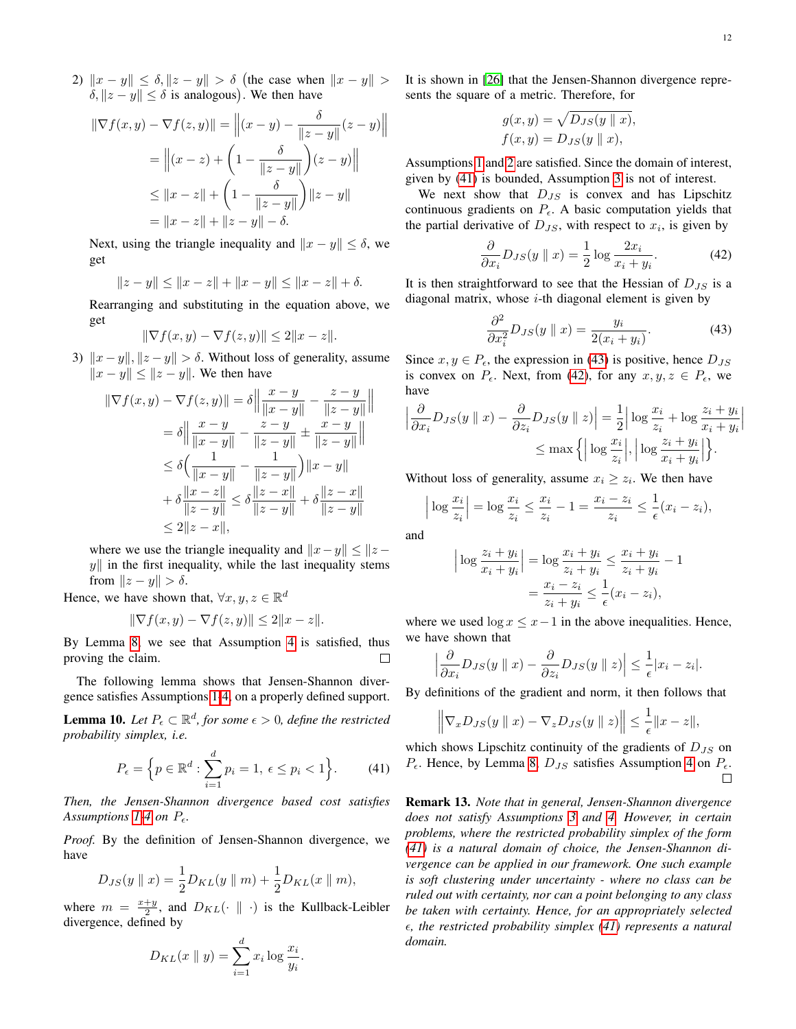2) $\|x-y\| \leq \delta, \|z-y\| > \delta$ (the case when $\|x-y\| > \delta, \|z-y\| \leq \delta$ is analogous). We then have

$$\begin{aligned}
\|\nabla f(x,y) - \nabla f(z,y)\| &= \left\|(x-y) - \frac{\delta}{\|z-y\|}(z-y)\right\| \\
&= \left\|(x-z) + \left(1 - \frac{\delta}{\|z-y\|}\right)(z-y)\right\| \\
&\leq \|x-z\| + \left(1 - \frac{\delta}{\|z-y\|}\right)\|z-y\| \\
&= \|x-z\| + \|z-y\| - \delta.
\end{aligned}$$

Next, using the triangle inequality and $\|x-y\| \leq \delta$, we get

$$\|z-y\| \leq \|x-z\| + \|x-y\| \leq \|x-z\| + \delta.$$

Rearranging and substituting in the equation above, we get

$$\|\nabla f(x,y) - \nabla f(z,y)\| \leq 2\|x-z\|.$$

3) $\|x-y\|, \|z-y\| > \delta$. Without loss of generality, assume $\|x-y\| \leq \|z-y\|$. We then have

$$\begin{aligned}
\|\nabla f(x,y) - \nabla f(z,y)\| &= \delta\left\|\frac{x-y}{\|x-y\|} - \frac{z-y}{\|z-y\|}\right\| \\
&= \delta\left\|\frac{x-y}{\|x-y\|} - \frac{z-y}{\|z-y\|} \pm \frac{x-y}{\|z-y\|}\right\| \\
&\leq \delta\Big(\frac{1}{\|x-y\|} - \frac{1}{\|z-y\|}\Big)\|x-y\| \\
&\quad + \delta\frac{\|x-z\|}{\|z-y\|} \leq \delta\frac{\|z-x\|}{\|z-y\|} + \delta\frac{\|z-x\|}{\|z-y\|} \\
&\leq 2\|z-x\|,
\end{aligned}$$

where we use the triangle inequality and $\|x-y\| \leq \|z-y\|$ in the first inequality, while the last inequality stems from $\|z-y\| > \delta$.

Hence, we have shown that, $\forall x, y, z \in \mathbb{R}^d$

$$\|\nabla f(x,y) - \nabla f(z,y)\| \leq 2\|x-z\|.$$

By Lemma 8, we see that Assumption 4 is satisfied, thus proving the claim. □

The following lemma shows that Jensen-Shannon divergence satisfies Assumptions 1-4, on a properly defined support.

**Lemma 10.** *Let $P_\epsilon \subset \mathbb{R}^d$, for some $\epsilon > 0$, define the restricted probability simplex, i.e.*

$$P_\epsilon = \Big\{p \in \mathbb{R}^d : \sum_{i=1}^d p_i = 1,\ \epsilon \leq p_i < 1\Big\}. \tag{41}$$

*Then, the Jensen-Shannon divergence based cost satisfies Assumptions 1-4 on $P_\epsilon$.*

*Proof.* By the definition of Jensen-Shannon divergence, we have

$$D_{JS}(y \parallel x) = \frac{1}{2}D_{KL}(y \parallel m) + \frac{1}{2}D_{KL}(x \parallel m),$$

where $m = \frac{x+y}{2}$, and $D_{KL}(\cdot \parallel \cdot)$ is the Kullback-Leibler divergence, defined by

$$D_{KL}(x \parallel y) = \sum_{i=1}^d x_i \log\frac{x_i}{y_i}.$$

It is shown in [26] that the Jensen-Shannon divergence represents the square of a metric. Therefore, for

$$\begin{aligned}
g(x,y) &= \sqrt{D_{JS}(y \parallel x)}, \\
f(x,y) &= D_{JS}(y \parallel x),
\end{aligned}$$

Assumptions 1 and 2 are satisfied. Since the domain of interest, given by (41) is bounded, Assumption 3 is not of interest.

We next show that $D_{JS}$ is convex and has Lipschitz continuous gradients on $P_\epsilon$. A basic computation yields that the partial derivative of $D_{JS}$, with respect to $x_i$, is given by

$$\frac{\partial}{\partial x_i}D_{JS}(y \parallel x) = \frac{1}{2}\log\frac{2x_i}{x_i + y_i}. \tag{42}$$

It is then straightforward to see that the Hessian of $D_{JS}$ is a diagonal matrix, whose $i$-th diagonal element is given by

$$\frac{\partial^2}{\partial x_i^2}D_{JS}(y \parallel x) = \frac{y_i}{2(x_i + y_i)}. \tag{43}$$

Since $x, y \in P_\epsilon$, the expression in (43) is positive, hence $D_{JS}$ is convex on $P_\epsilon$. Next, from (42), for any $x, y, z \in P_\epsilon$, we have

$$\begin{aligned}
\Big|\frac{\partial}{\partial x_i}D_{JS}(y \parallel x) - \frac{\partial}{\partial z_i}D_{JS}(y \parallel z)\Big| &= \frac{1}{2}\Big|\log\frac{x_i}{z_i} + \log\frac{z_i + y_i}{x_i + y_i}\Big| \\
&\leq \max\Big\{\Big|\log\frac{x_i}{z_i}\Big|, \Big|\log\frac{z_i + y_i}{x_i + y_i}\Big|\Big\}.
\end{aligned}$$

Without loss of generality, assume $x_i \geq z_i$. We then have

$$\Big|\log\frac{x_i}{z_i}\Big| = \log\frac{x_i}{z_i} \leq \frac{x_i}{z_i} - 1 = \frac{x_i - z_i}{z_i} \leq \frac{1}{\epsilon}(x_i - z_i),$$

and

$$\begin{aligned}
\Big|\log\frac{z_i + y_i}{x_i + y_i}\Big| &= \log\frac{x_i + y_i}{z_i + y_i} \leq \frac{x_i + y_i}{z_i + y_i} - 1 \\
&= \frac{x_i - z_i}{z_i + y_i} \leq \frac{1}{\epsilon}(x_i - z_i),
\end{aligned}$$

where we used $\log x \leq x - 1$ in the above inequalities. Hence, we have shown that

$$\Big|\frac{\partial}{\partial x_i}D_{JS}(y \parallel x) - \frac{\partial}{\partial z_i}D_{JS}(y \parallel z)\Big| \leq \frac{1}{\epsilon}|x_i - z_i|.$$

By definitions of the gradient and norm, it then follows that

$$\Big\|\nabla_x D_{JS}(y \parallel x) - \nabla_z D_{JS}(y \parallel z)\Big\| \leq \frac{1}{\epsilon}\|x - z\|,$$

which shows Lipschitz continuity of the gradients of $D_{JS}$ on $P_\epsilon$. Hence, by Lemma 8, $D_{JS}$ satisfies Assumption 4 on $P_\epsilon$. □

**Remark 13.** *Note that in general, Jensen-Shannon divergence does not satisfy Assumptions 3 and 4. However, in certain problems, where the restricted probability simplex of the form (41) is a natural domain of choice, the Jensen-Shannon divergence can be applied in our framework. One such example is soft clustering under uncertainty - where no class can be ruled out with certainty, nor can a point belonging to any class be taken with certainty. Hence, for an appropriately selected $\epsilon$, the restricted probability simplex (41) represents a natural domain.*